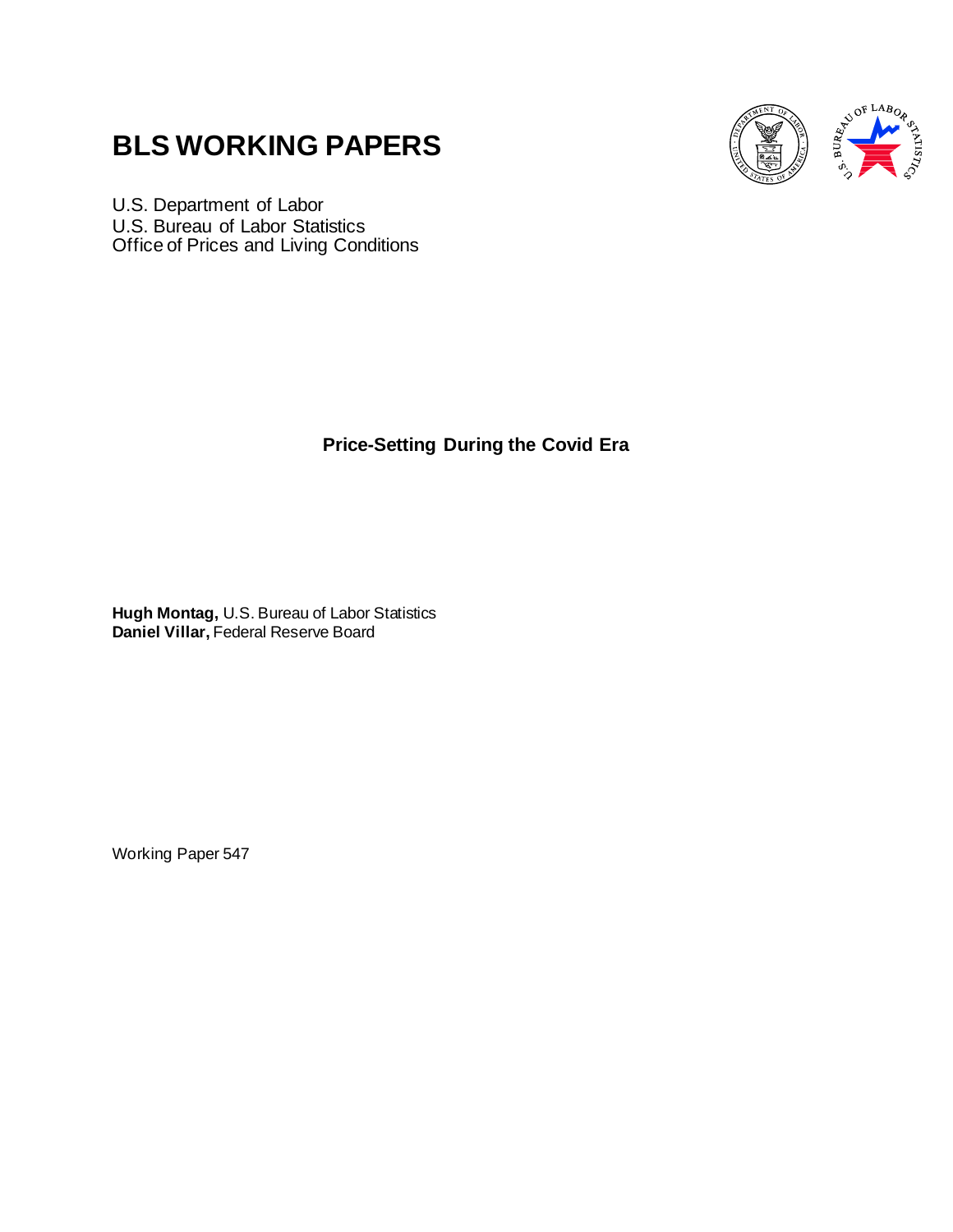# BLS WORKING PAPERS

U.S. Department of Labor
U.S. Bureau of Labor Statistics
Office of Prices and Living Conditions

**Price-Setting During the Covid Era**

**Hugh Montag,** U.S. Bureau of Labor Statistics
**Daniel Villar,** Federal Reserve Board

Working Paper 547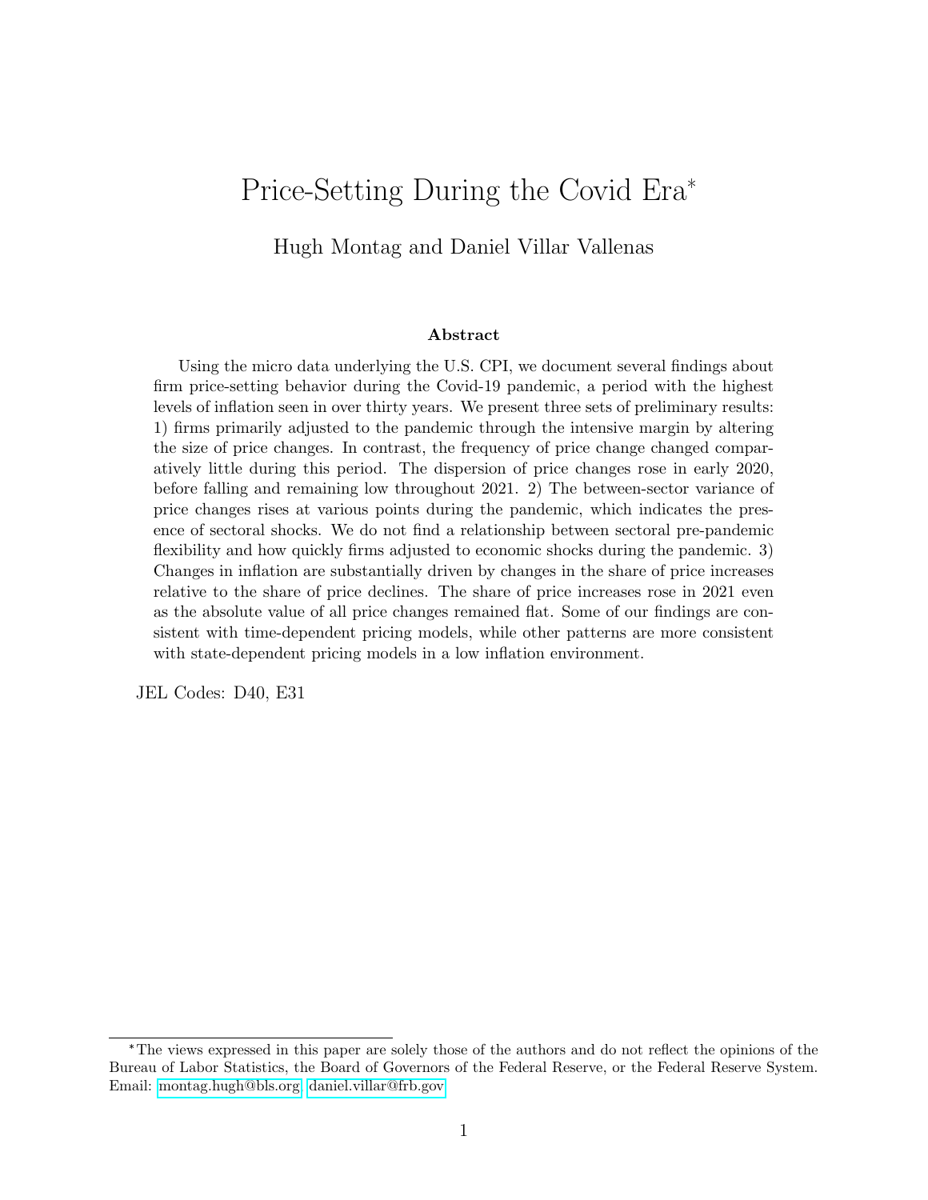# Price-Setting During the Covid Era[*]

Hugh Montag and Daniel Villar Vallenas

### Abstract

Using the micro data underlying the U.S. CPI, we document several findings about firm price-setting behavior during the Covid-19 pandemic, a period with the highest levels of inflation seen in over thirty years. We present three sets of preliminary results: 1) firms primarily adjusted to the pandemic through the intensive margin by altering the size of price changes. In contrast, the frequency of price change changed comparatively little during this period. The dispersion of price changes rose in early 2020, before falling and remaining low throughout 2021. 2) The between-sector variance of price changes rises at various points during the pandemic, which indicates the presence of sectoral shocks. We do not find a relationship between sectoral pre-pandemic flexibility and how quickly firms adjusted to economic shocks during the pandemic. 3) Changes in inflation are substantially driven by changes in the share of price increases relative to the share of price declines. The share of price increases rose in 2021 even as the absolute value of all price changes remained flat. Some of our findings are consistent with time-dependent pricing models, while other patterns are more consistent with state-dependent pricing models in a low inflation environment.

JEL Codes: D40, E31

[*]The views expressed in this paper are solely those of the authors and do not reflect the opinions of the Bureau of Labor Statistics, the Board of Governors of the Federal Reserve, or the Federal Reserve System. Email: montag.hugh@bls.org, daniel.villar@frb.gov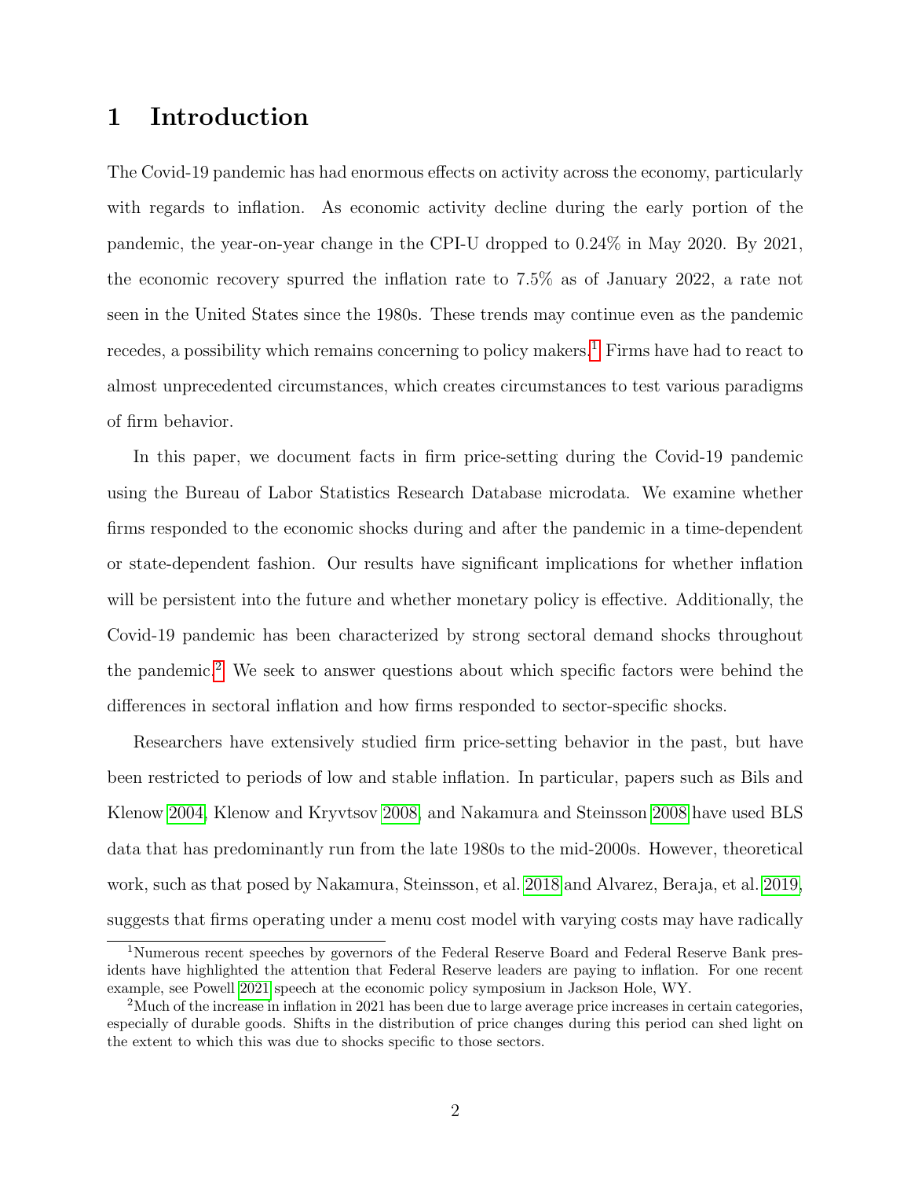# 1 Introduction

The Covid-19 pandemic has had enormous effects on activity across the economy, particularly with regards to inflation. As economic activity decline during the early portion of the pandemic, the year-on-year change in the CPI-U dropped to 0.24% in May 2020. By 2021, the economic recovery spurred the inflation rate to 7.5% as of January 2022, a rate not seen in the United States since the 1980s. These trends may continue even as the pandemic recedes, a possibility which remains concerning to policy makers.[1] Firms have had to react to almost unprecedented circumstances, which creates circumstances to test various paradigms of firm behavior.

In this paper, we document facts in firm price-setting during the Covid-19 pandemic using the Bureau of Labor Statistics Research Database microdata. We examine whether firms responded to the economic shocks during and after the pandemic in a time-dependent or state-dependent fashion. Our results have significant implications for whether inflation will be persistent into the future and whether monetary policy is effective. Additionally, the Covid-19 pandemic has been characterized by strong sectoral demand shocks throughout the pandemic.[2] We seek to answer questions about which specific factors were behind the differences in sectoral inflation and how firms responded to sector-specific shocks.

Researchers have extensively studied firm price-setting behavior in the past, but have been restricted to periods of low and stable inflation. In particular, papers such as Bils and Klenow 2004, Klenow and Kryvtsov 2008, and Nakamura and Steinsson 2008 have used BLS data that has predominantly run from the late 1980s to the mid-2000s. However, theoretical work, such as that posed by Nakamura, Steinsson, et al. 2018 and Alvarez, Beraja, et al. 2019, suggests that firms operating under a menu cost model with varying costs may have radically

[1] Numerous recent speeches by governors of the Federal Reserve Board and Federal Reserve Bank presidents have highlighted the attention that Federal Reserve leaders are paying to inflation. For one recent example, see Powell 2021 speech at the economic policy symposium in Jackson Hole, WY.

[2] Much of the increase in inflation in 2021 has been due to large average price increases in certain categories, especially of durable goods. Shifts in the distribution of price changes during this period can shed light on the extent to which this was due to shocks specific to those sectors.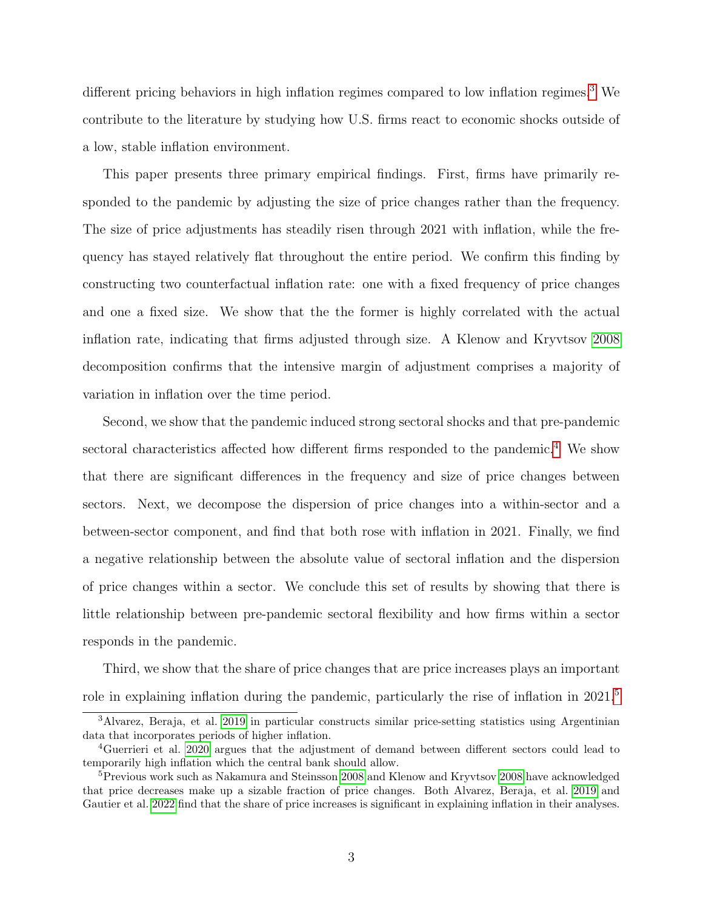different pricing behaviors in high inflation regimes compared to low inflation regimes.[3] We contribute to the literature by studying how U.S. firms react to economic shocks outside of a low, stable inflation environment.

This paper presents three primary empirical findings. First, firms have primarily responded to the pandemic by adjusting the size of price changes rather than the frequency. The size of price adjustments has steadily risen through 2021 with inflation, while the frequency has stayed relatively flat throughout the entire period. We confirm this finding by constructing two counterfactual inflation rate: one with a fixed frequency of price changes and one a fixed size. We show that the the former is highly correlated with the actual inflation rate, indicating that firms adjusted through size. A Klenow and Kryvtsov 2008 decomposition confirms that the intensive margin of adjustment comprises a majority of variation in inflation over the time period.

Second, we show that the pandemic induced strong sectoral shocks and that pre-pandemic sectoral characteristics affected how different firms responded to the pandemic.[4] We show that there are significant differences in the frequency and size of price changes between sectors. Next, we decompose the dispersion of price changes into a within-sector and a between-sector component, and find that both rose with inflation in 2021. Finally, we find a negative relationship between the absolute value of sectoral inflation and the dispersion of price changes within a sector. We conclude this set of results by showing that there is little relationship between pre-pandemic sectoral flexibility and how firms within a sector responds in the pandemic.

Third, we show that the share of price changes that are price increases plays an important role in explaining inflation during the pandemic, particularly the rise of inflation in 2021.[5]

---

[3] Alvarez, Beraja, et al. 2019 in particular constructs similar price-setting statistics using Argentinian data that incorporates periods of higher inflation.

[4] Guerrieri et al. 2020 argues that the adjustment of demand between different sectors could lead to temporarily high inflation which the central bank should allow.

[5] Previous work such as Nakamura and Steinsson 2008 and Klenow and Kryvtsov 2008 have acknowledged that price decreases make up a sizable fraction of price changes. Both Alvarez, Beraja, et al. 2019 and Gautier et al. 2022 find that the share of price increases is significant in explaining inflation in their analyses.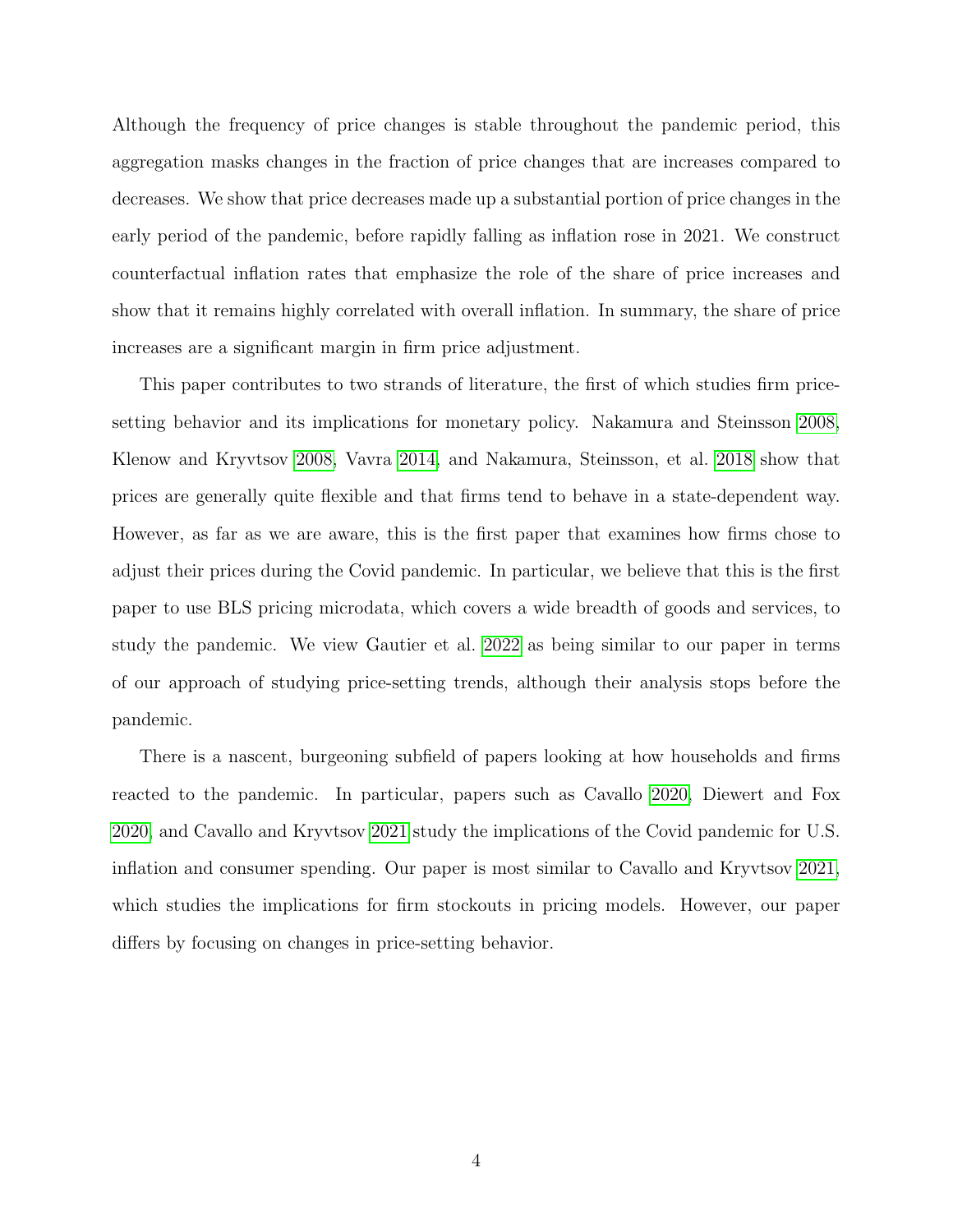Although the frequency of price changes is stable throughout the pandemic period, this aggregation masks changes in the fraction of price changes that are increases compared to decreases. We show that price decreases made up a substantial portion of price changes in the early period of the pandemic, before rapidly falling as inflation rose in 2021. We construct counterfactual inflation rates that emphasize the role of the share of price increases and show that it remains highly correlated with overall inflation. In summary, the share of price increases are a significant margin in firm price adjustment.

This paper contributes to two strands of literature, the first of which studies firm price-setting behavior and its implications for monetary policy. Nakamura and Steinsson 2008, Klenow and Kryvtsov 2008, Vavra 2014, and Nakamura, Steinsson, et al. 2018 show that prices are generally quite flexible and that firms tend to behave in a state-dependent way. However, as far as we are aware, this is the first paper that examines how firms chose to adjust their prices during the Covid pandemic. In particular, we believe that this is the first paper to use BLS pricing microdata, which covers a wide breadth of goods and services, to study the pandemic. We view Gautier et al. 2022 as being similar to our paper in terms of our approach of studying price-setting trends, although their analysis stops before the pandemic.

There is a nascent, burgeoning subfield of papers looking at how households and firms reacted to the pandemic. In particular, papers such as Cavallo 2020, Diewert and Fox 2020, and Cavallo and Kryvtsov 2021 study the implications of the Covid pandemic for U.S. inflation and consumer spending. Our paper is most similar to Cavallo and Kryvtsov 2021, which studies the implications for firm stockouts in pricing models. However, our paper differs by focusing on changes in price-setting behavior.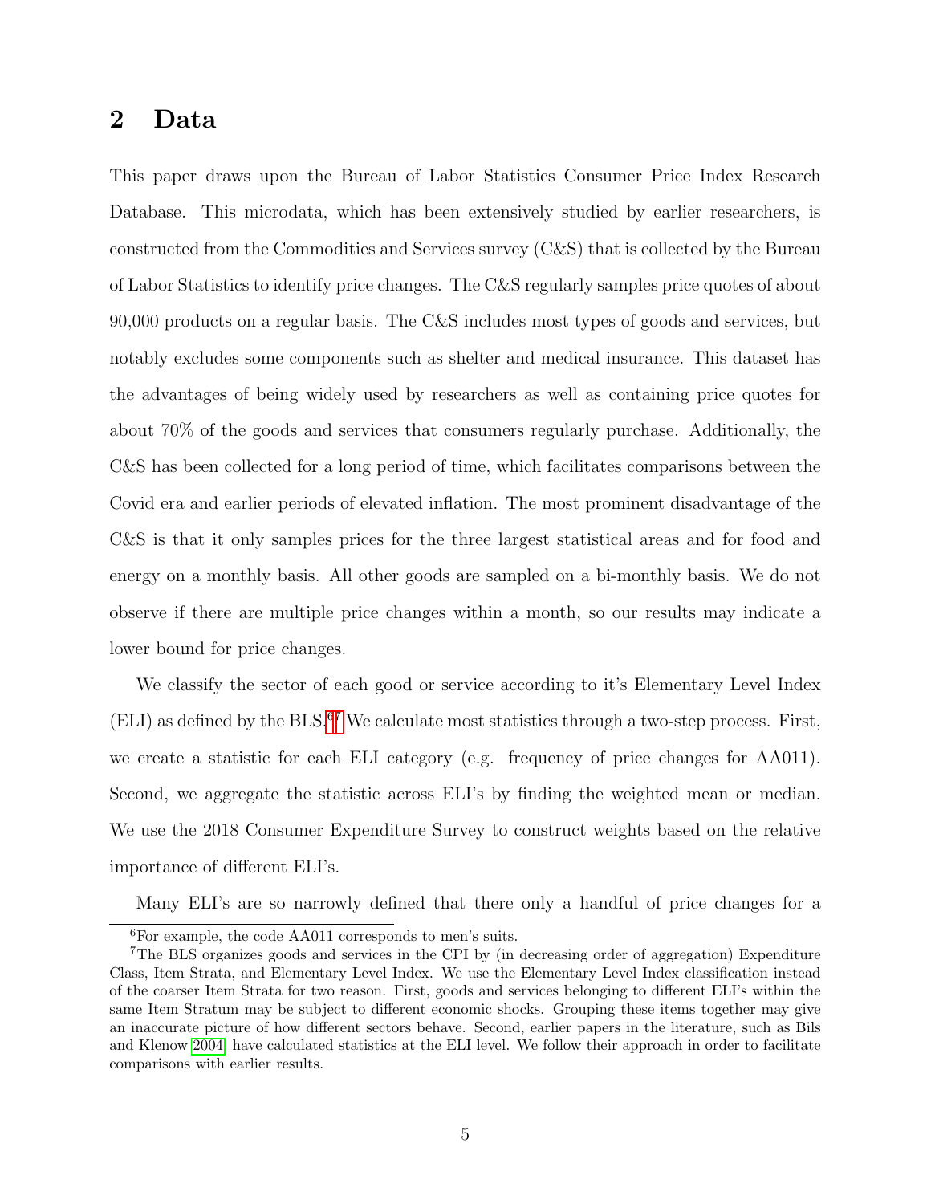## 2 Data

This paper draws upon the Bureau of Labor Statistics Consumer Price Index Research Database. This microdata, which has been extensively studied by earlier researchers, is constructed from the Commodities and Services survey (C&S) that is collected by the Bureau of Labor Statistics to identify price changes. The C&S regularly samples price quotes of about 90,000 products on a regular basis. The C&S includes most types of goods and services, but notably excludes some components such as shelter and medical insurance. This dataset has the advantages of being widely used by researchers as well as containing price quotes for about 70% of the goods and services that consumers regularly purchase. Additionally, the C&S has been collected for a long period of time, which facilitates comparisons between the Covid era and earlier periods of elevated inflation. The most prominent disadvantage of the C&S is that it only samples prices for the three largest statistical areas and for food and energy on a monthly basis. All other goods are sampled on a bi-monthly basis. We do not observe if there are multiple price changes within a month, so our results may indicate a lower bound for price changes.

We classify the sector of each good or service according to it's Elementary Level Index (ELI) as defined by the BLS.[6][7] We calculate most statistics through a two-step process. First, we create a statistic for each ELI category (e.g. frequency of price changes for AA011). Second, we aggregate the statistic across ELI's by finding the weighted mean or median. We use the 2018 Consumer Expenditure Survey to construct weights based on the relative importance of different ELI's.

Many ELI's are so narrowly defined that there only a handful of price changes for a

[6]For example, the code AA011 corresponds to men's suits.

[7]The BLS organizes goods and services in the CPI by (in decreasing order of aggregation) Expenditure Class, Item Strata, and Elementary Level Index. We use the Elementary Level Index classification instead of the coarser Item Strata for two reason. First, goods and services belonging to different ELI's within the same Item Stratum may be subject to different economic shocks. Grouping these items together may give an inaccurate picture of how different sectors behave. Second, earlier papers in the literature, such as Bils and Klenow 2004, have calculated statistics at the ELI level. We follow their approach in order to facilitate comparisons with earlier results.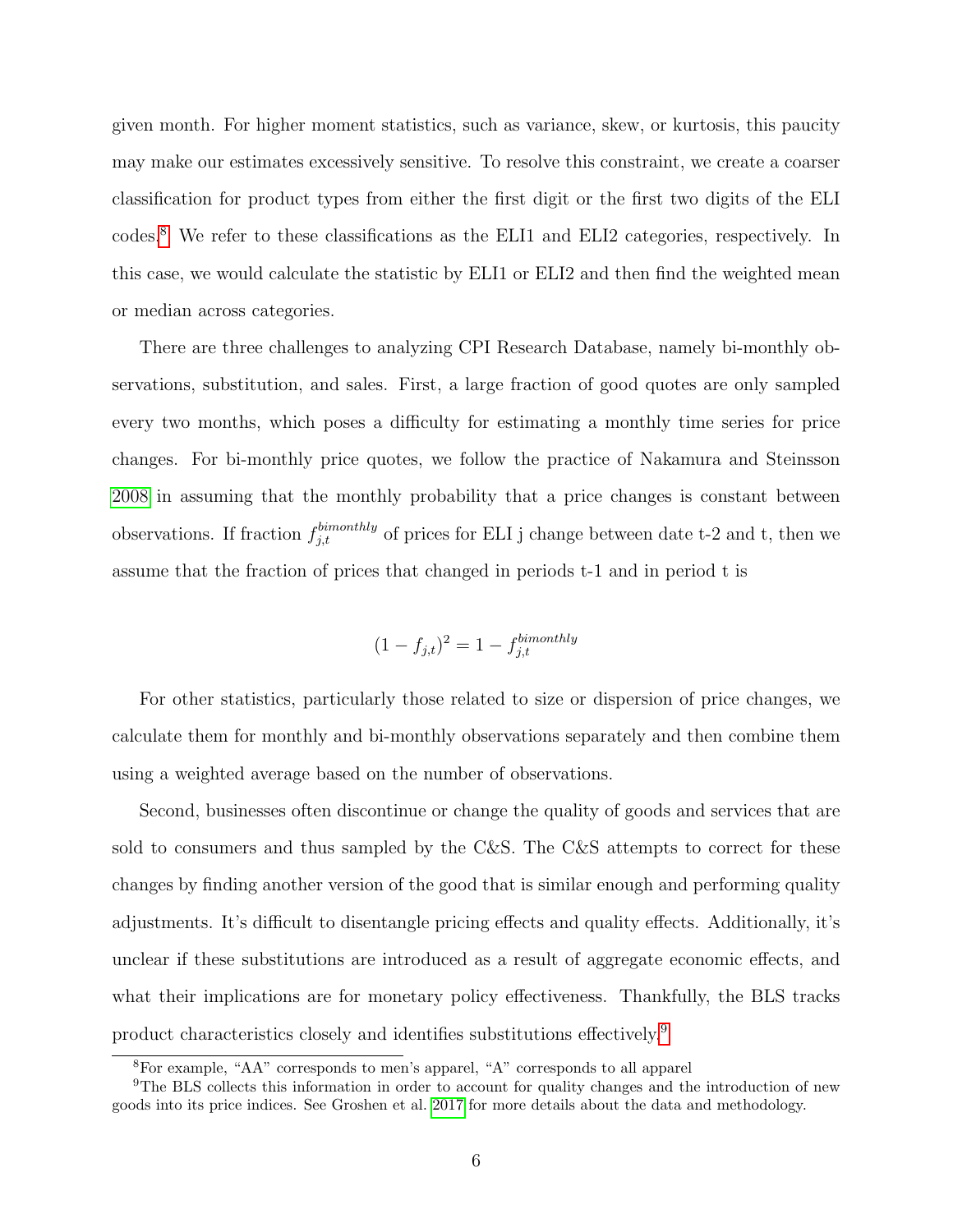given month. For higher moment statistics, such as variance, skew, or kurtosis, this paucity may make our estimates excessively sensitive. To resolve this constraint, we create a coarser classification for product types from either the first digit or the first two digits of the ELI codes.[8] We refer to these classifications as the ELI1 and ELI2 categories, respectively. In this case, we would calculate the statistic by ELI1 or ELI2 and then find the weighted mean or median across categories.

There are three challenges to analyzing CPI Research Database, namely bi-monthly observations, substitution, and sales. First, a large fraction of good quotes are only sampled every two months, which poses a difficulty for estimating a monthly time series for price changes. For bi-monthly price quotes, we follow the practice of Nakamura and Steinsson 2008 in assuming that the monthly probability that a price changes is constant between observations. If fraction $f_{j,t}^{bimonthly}$ of prices for ELI j change between date t-2 and t, then we assume that the fraction of prices that changed in periods t-1 and in period t is

$$(1 - f_{j,t})^2 = 1 - f_{j,t}^{bimonthly}$$

For other statistics, particularly those related to size or dispersion of price changes, we calculate them for monthly and bi-monthly observations separately and then combine them using a weighted average based on the number of observations.

Second, businesses often discontinue or change the quality of goods and services that are sold to consumers and thus sampled by the C&S. The C&S attempts to correct for these changes by finding another version of the good that is similar enough and performing quality adjustments. It's difficult to disentangle pricing effects and quality effects. Additionally, it's unclear if these substitutions are introduced as a result of aggregate economic effects, and what their implications are for monetary policy effectiveness. Thankfully, the BLS tracks product characteristics closely and identifies substitutions effectively.[9]

---

[8] For example, "AA" corresponds to men's apparel, "A" corresponds to all apparel

[9] The BLS collects this information in order to account for quality changes and the introduction of new goods into its price indices. See Groshen et al. 2017 for more details about the data and methodology.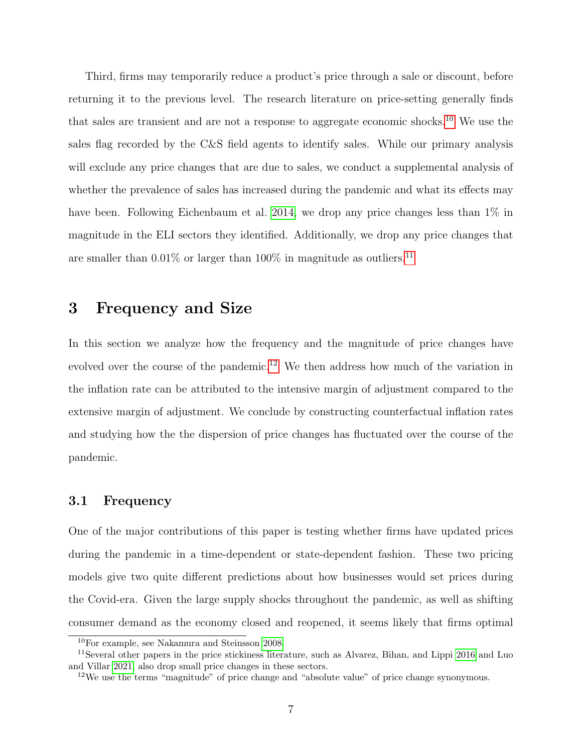Third, firms may temporarily reduce a product's price through a sale or discount, before returning it to the previous level. The research literature on price-setting generally finds that sales are transient and are not a response to aggregate economic shocks.[10] We use the sales flag recorded by the C&S field agents to identify sales. While our primary analysis will exclude any price changes that are due to sales, we conduct a supplemental analysis of whether the prevalence of sales has increased during the pandemic and what its effects may have been. Following Eichenbaum et al. 2014, we drop any price changes less than 1% in magnitude in the ELI sectors they identified. Additionally, we drop any price changes that are smaller than 0.01% or larger than 100% in magnitude as outliers.[11]

## 3 Frequency and Size

In this section we analyze how the frequency and the magnitude of price changes have evolved over the course of the pandemic.[12] We then address how much of the variation in the inflation rate can be attributed to the intensive margin of adjustment compared to the extensive margin of adjustment. We conclude by constructing counterfactual inflation rates and studying how the the dispersion of price changes has fluctuated over the course of the pandemic.

### 3.1 Frequency

One of the major contributions of this paper is testing whether firms have updated prices during the pandemic in a time-dependent or state-dependent fashion. These two pricing models give two quite different predictions about how businesses would set prices during the Covid-era. Given the large supply shocks throughout the pandemic, as well as shifting consumer demand as the economy closed and reopened, it seems likely that firms optimal

[10] For example, see Nakamura and Steinsson 2008.

[11] Several other papers in the price stickiness literature, such as Alvarez, Bihan, and Lippi 2016 and Luo and Villar 2021, also drop small price changes in these sectors.

[12] We use the terms "magnitude" of price change and "absolute value" of price change synonymous.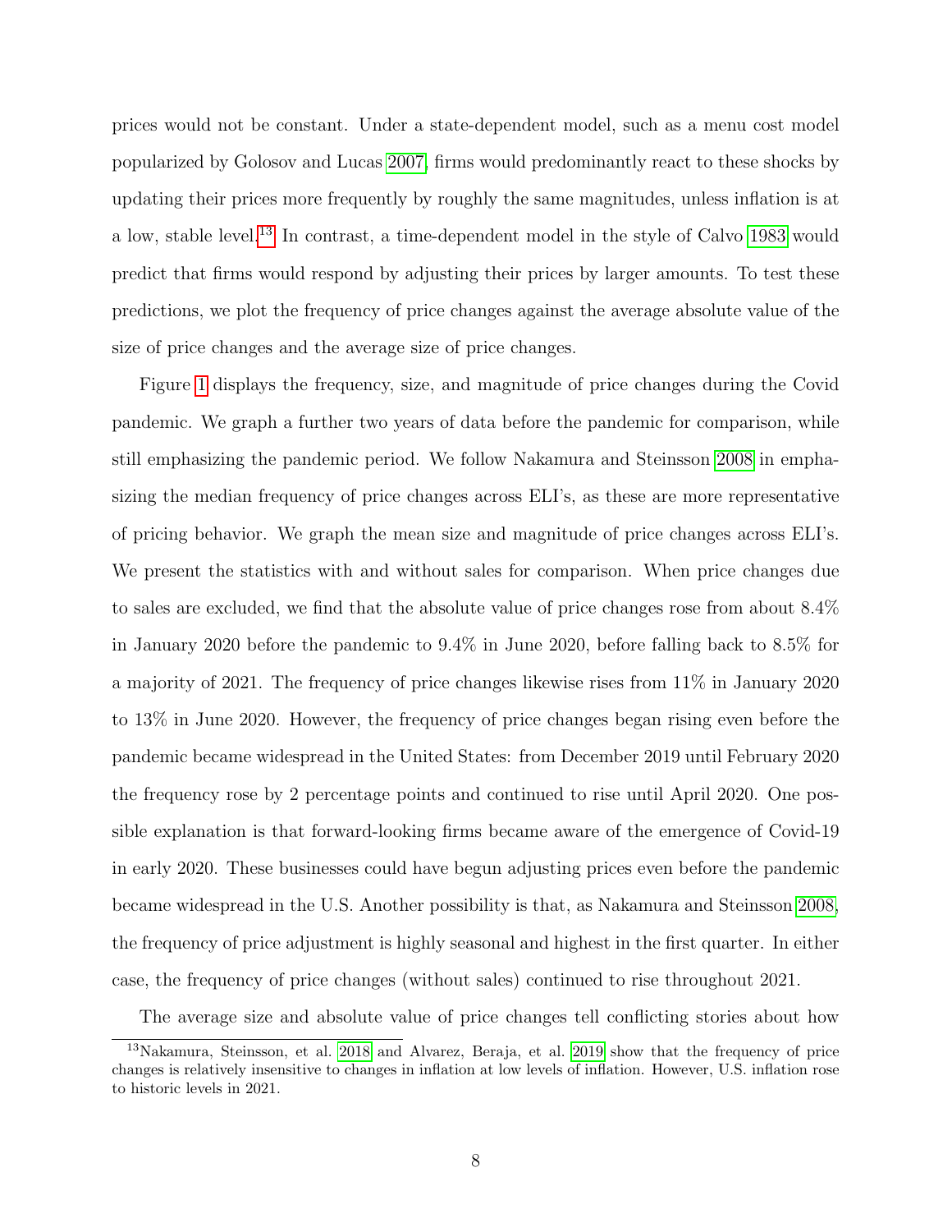prices would not be constant. Under a state-dependent model, such as a menu cost model popularized by Golosov and Lucas 2007, firms would predominantly react to these shocks by updating their prices more frequently by roughly the same magnitudes, unless inflation is at a low, stable level.[13] In contrast, a time-dependent model in the style of Calvo 1983 would predict that firms would respond by adjusting their prices by larger amounts. To test these predictions, we plot the frequency of price changes against the average absolute value of the size of price changes and the average size of price changes.

Figure 1 displays the frequency, size, and magnitude of price changes during the Covid pandemic. We graph a further two years of data before the pandemic for comparison, while still emphasizing the pandemic period. We follow Nakamura and Steinsson 2008 in emphasizing the median frequency of price changes across ELI's, as these are more representative of pricing behavior. We graph the mean size and magnitude of price changes across ELI's. We present the statistics with and without sales for comparison. When price changes due to sales are excluded, we find that the absolute value of price changes rose from about 8.4% in January 2020 before the pandemic to 9.4% in June 2020, before falling back to 8.5% for a majority of 2021. The frequency of price changes likewise rises from 11% in January 2020 to 13% in June 2020. However, the frequency of price changes began rising even before the pandemic became widespread in the United States: from December 2019 until February 2020 the frequency rose by 2 percentage points and continued to rise until April 2020. One possible explanation is that forward-looking firms became aware of the emergence of Covid-19 in early 2020. These businesses could have begun adjusting prices even before the pandemic became widespread in the U.S. Another possibility is that, as Nakamura and Steinsson 2008, the frequency of price adjustment is highly seasonal and highest in the first quarter. In either case, the frequency of price changes (without sales) continued to rise throughout 2021.

The average size and absolute value of price changes tell conflicting stories about how

[13] Nakamura, Steinsson, et al. 2018 and Alvarez, Beraja, et al. 2019 show that the frequency of price changes is relatively insensitive to changes in inflation at low levels of inflation. However, U.S. inflation rose to historic levels in 2021.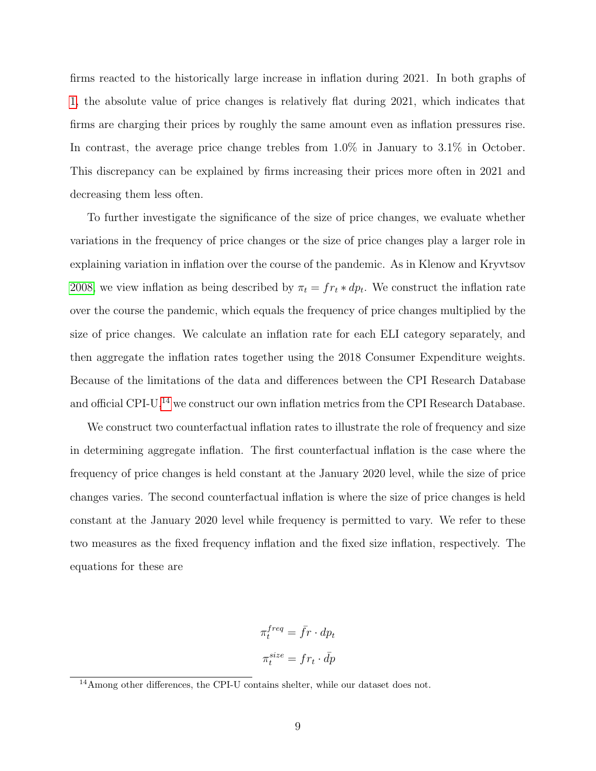firms reacted to the historically large increase in inflation during 2021. In both graphs of 1, the absolute value of price changes is relatively flat during 2021, which indicates that firms are charging their prices by roughly the same amount even as inflation pressures rise. In contrast, the average price change trebles from 1.0% in January to 3.1% in October. This discrepancy can be explained by firms increasing their prices more often in 2021 and decreasing them less often.

To further investigate the significance of the size of price changes, we evaluate whether variations in the frequency of price changes or the size of price changes play a larger role in explaining variation in inflation over the course of the pandemic. As in Klenow and Kryvtsov 2008, we view inflation as being described by $\pi_t = fr_t * dp_t$. We construct the inflation rate over the course the pandemic, which equals the frequency of price changes multiplied by the size of price changes. We calculate an inflation rate for each ELI category separately, and then aggregate the inflation rates together using the 2018 Consumer Expenditure weights. Because of the limitations of the data and differences between the CPI Research Database and official CPI-U,[14] we construct our own inflation metrics from the CPI Research Database.

We construct two counterfactual inflation rates to illustrate the role of frequency and size in determining aggregate inflation. The first counterfactual inflation is the case where the frequency of price changes is held constant at the January 2020 level, while the size of price changes varies. The second counterfactual inflation is where the size of price changes is held constant at the January 2020 level while frequency is permitted to vary. We refer to these two measures as the fixed frequency inflation and the fixed size inflation, respectively. The equations for these are

$$\pi_t^{freq} = \bar{fr} \cdot dp_t$$

$$\pi_t^{size} = fr_t \cdot \bar{dp}$$

[14] Among other differences, the CPI-U contains shelter, while our dataset does not.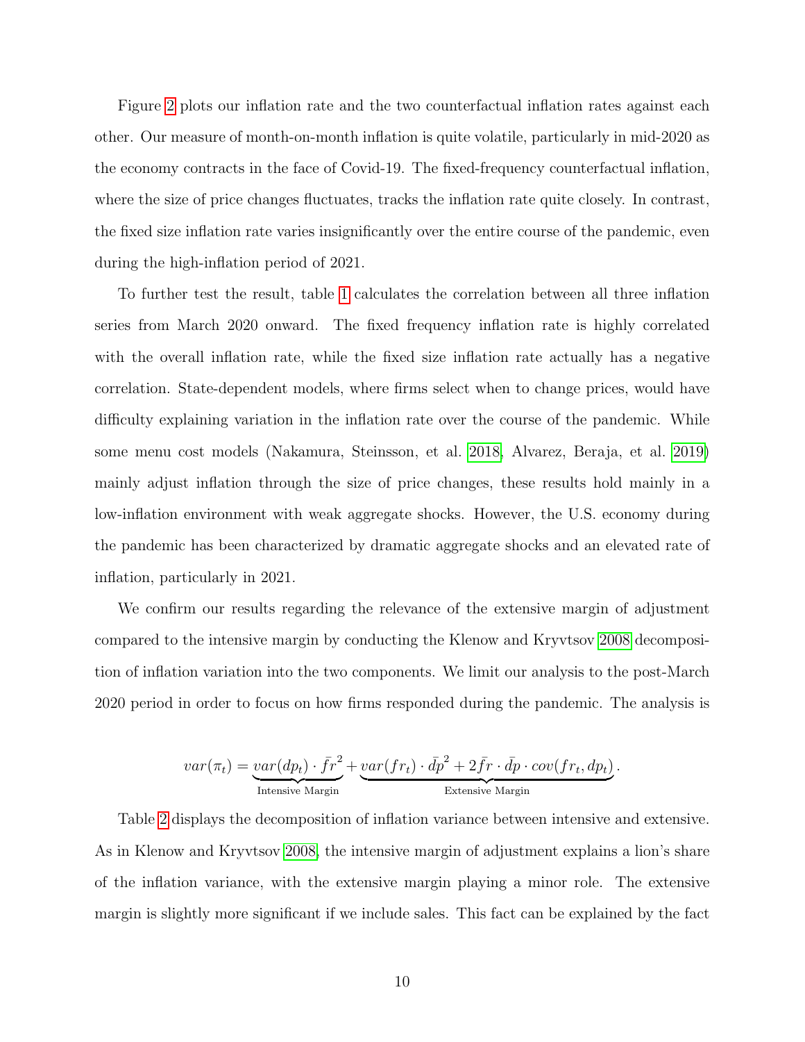Figure 2 plots our inflation rate and the two counterfactual inflation rates against each other. Our measure of month-on-month inflation is quite volatile, particularly in mid-2020 as the economy contracts in the face of Covid-19. The fixed-frequency counterfactual inflation, where the size of price changes fluctuates, tracks the inflation rate quite closely. In contrast, the fixed size inflation rate varies insignificantly over the entire course of the pandemic, even during the high-inflation period of 2021.

To further test the result, table 1 calculates the correlation between all three inflation series from March 2020 onward. The fixed frequency inflation rate is highly correlated with the overall inflation rate, while the fixed size inflation rate actually has a negative correlation. State-dependent models, where firms select when to change prices, would have difficulty explaining variation in the inflation rate over the course of the pandemic. While some menu cost models (Nakamura, Steinsson, et al. 2018, Alvarez, Beraja, et al. 2019) mainly adjust inflation through the size of price changes, these results hold mainly in a low-inflation environment with weak aggregate shocks. However, the U.S. economy during the pandemic has been characterized by dramatic aggregate shocks and an elevated rate of inflation, particularly in 2021.

We confirm our results regarding the relevance of the extensive margin of adjustment compared to the intensive margin by conducting the Klenow and Kryvtsov 2008 decomposition of inflation variation into the two components. We limit our analysis to the post-March 2020 period in order to focus on how firms responded during the pandemic. The analysis is

$$var(\pi_t) = \underbrace{var(dp_t) \cdot \bar{fr}^2}_{\text{Intensive Margin}} + \underbrace{var(fr_t) \cdot \bar{dp}^2 + 2\bar{fr} \cdot \bar{dp} \cdot cov(fr_t, dp_t)}_{\text{Extensive Margin}}.$$

Table 2 displays the decomposition of inflation variance between intensive and extensive. As in Klenow and Kryvtsov 2008, the intensive margin of adjustment explains a lion's share of the inflation variance, with the extensive margin playing a minor role. The extensive margin is slightly more significant if we include sales. This fact can be explained by the fact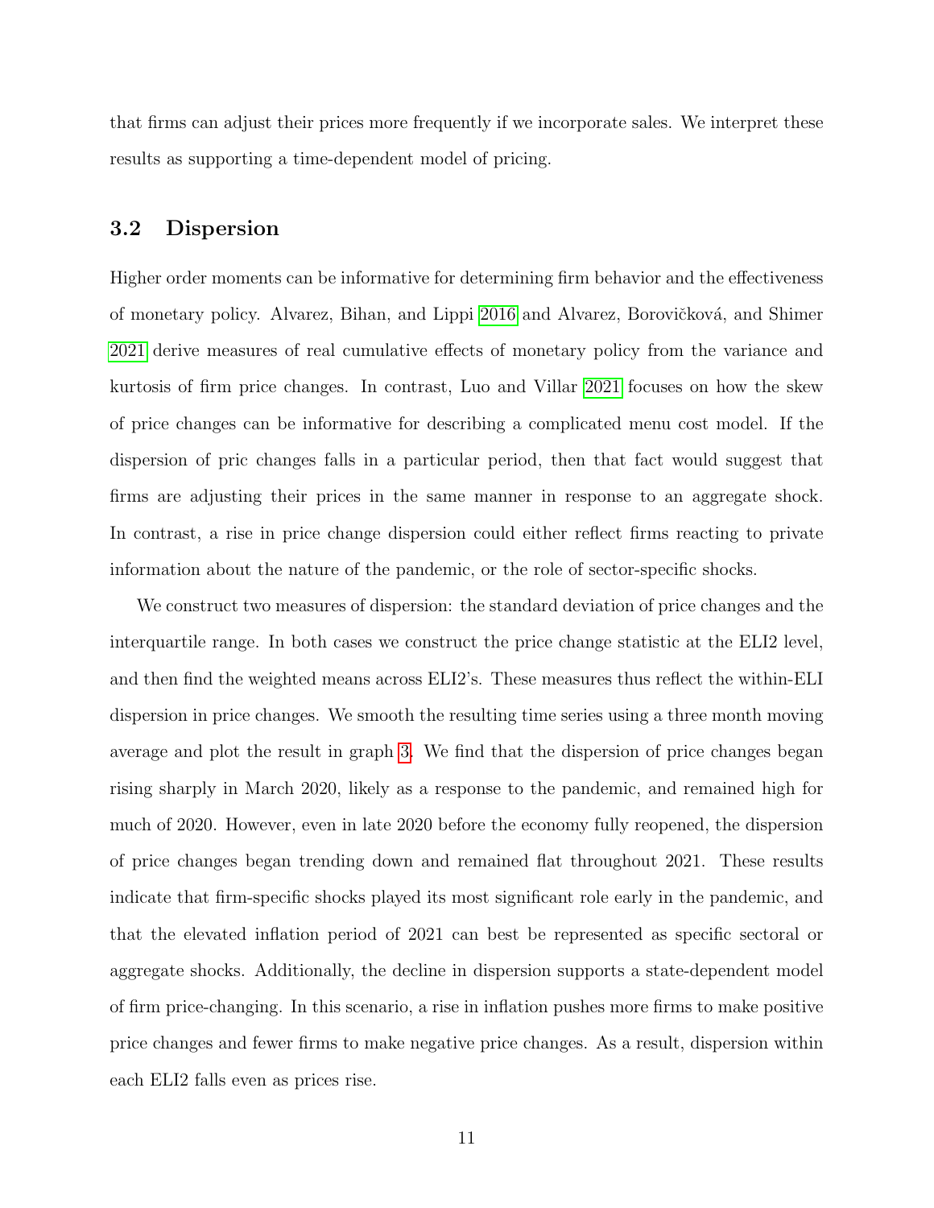that firms can adjust their prices more frequently if we incorporate sales. We interpret these results as supporting a time-dependent model of pricing.

### 3.2 Dispersion

Higher order moments can be informative for determining firm behavior and the effectiveness of monetary policy. Alvarez, Bihan, and Lippi 2016 and Alvarez, Borovičková, and Shimer 2021 derive measures of real cumulative effects of monetary policy from the variance and kurtosis of firm price changes. In contrast, Luo and Villar 2021 focuses on how the skew of price changes can be informative for describing a complicated menu cost model. If the dispersion of pric changes falls in a particular period, then that fact would suggest that firms are adjusting their prices in the same manner in response to an aggregate shock. In contrast, a rise in price change dispersion could either reflect firms reacting to private information about the nature of the pandemic, or the role of sector-specific shocks.

We construct two measures of dispersion: the standard deviation of price changes and the interquartile range. In both cases we construct the price change statistic at the ELI2 level, and then find the weighted means across ELI2's. These measures thus reflect the within-ELI dispersion in price changes. We smooth the resulting time series using a three month moving average and plot the result in graph 3. We find that the dispersion of price changes began rising sharply in March 2020, likely as a response to the pandemic, and remained high for much of 2020. However, even in late 2020 before the economy fully reopened, the dispersion of price changes began trending down and remained flat throughout 2021. These results indicate that firm-specific shocks played its most significant role early in the pandemic, and that the elevated inflation period of 2021 can best be represented as specific sectoral or aggregate shocks. Additionally, the decline in dispersion supports a state-dependent model of firm price-changing. In this scenario, a rise in inflation pushes more firms to make positive price changes and fewer firms to make negative price changes. As a result, dispersion within each ELI2 falls even as prices rise.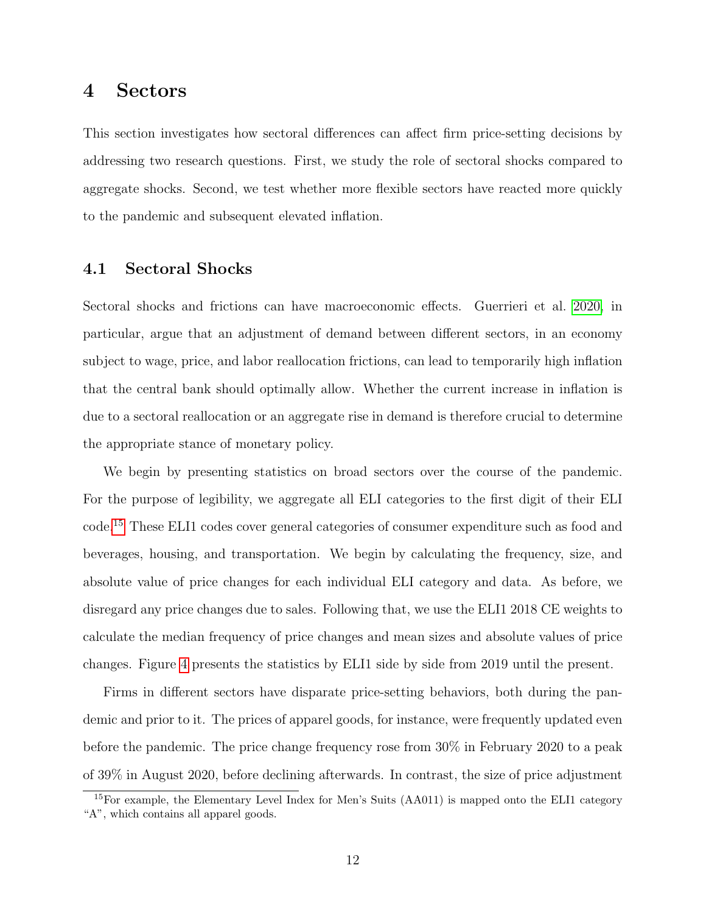## 4 Sectors

This section investigates how sectoral differences can affect firm price-setting decisions by addressing two research questions. First, we study the role of sectoral shocks compared to aggregate shocks. Second, we test whether more flexible sectors have reacted more quickly to the pandemic and subsequent elevated inflation.

### 4.1 Sectoral Shocks

Sectoral shocks and frictions can have macroeconomic effects. Guerrieri et al. 2020, in particular, argue that an adjustment of demand between different sectors, in an economy subject to wage, price, and labor reallocation frictions, can lead to temporarily high inflation that the central bank should optimally allow. Whether the current increase in inflation is due to a sectoral reallocation or an aggregate rise in demand is therefore crucial to determine the appropriate stance of monetary policy.

We begin by presenting statistics on broad sectors over the course of the pandemic. For the purpose of legibility, we aggregate all ELI categories to the first digit of their ELI code.[15] These ELI1 codes cover general categories of consumer expenditure such as food and beverages, housing, and transportation. We begin by calculating the frequency, size, and absolute value of price changes for each individual ELI category and data. As before, we disregard any price changes due to sales. Following that, we use the ELI1 2018 CE weights to calculate the median frequency of price changes and mean sizes and absolute values of price changes. Figure 4 presents the statistics by ELI1 side by side from 2019 until the present.

Firms in different sectors have disparate price-setting behaviors, both during the pandemic and prior to it. The prices of apparel goods, for instance, were frequently updated even before the pandemic. The price change frequency rose from 30% in February 2020 to a peak of 39% in August 2020, before declining afterwards. In contrast, the size of price adjustment

[15] For example, the Elementary Level Index for Men's Suits (AA011) is mapped onto the ELI1 category "A", which contains all apparel goods.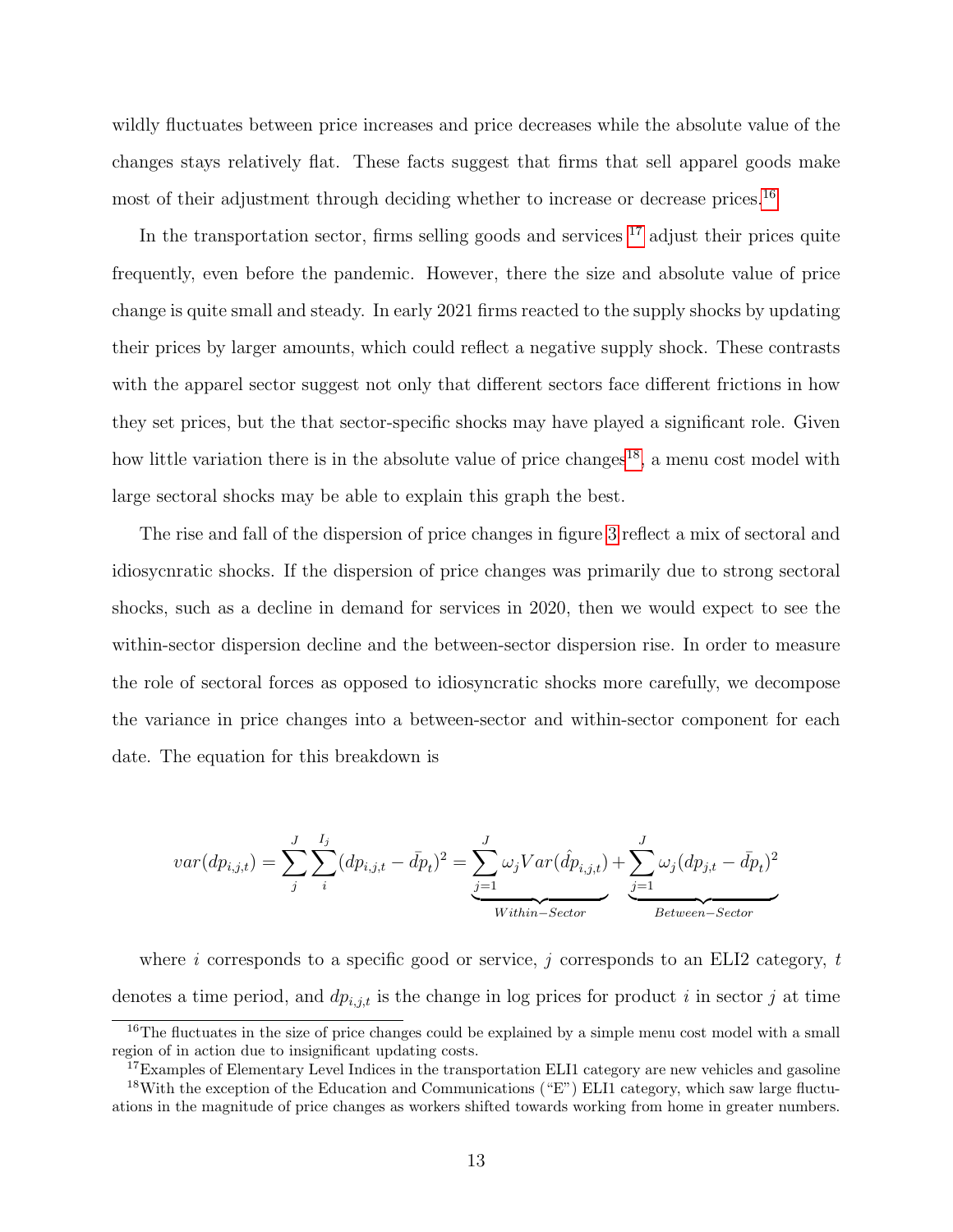wildly fluctuates between price increases and price decreases while the absolute value of the changes stays relatively flat. These facts suggest that firms that sell apparel goods make most of their adjustment through deciding whether to increase or decrease prices.[16]

In the transportation sector, firms selling goods and services [17] adjust their prices quite frequently, even before the pandemic. However, there the size and absolute value of price change is quite small and steady. In early 2021 firms reacted to the supply shocks by updating their prices by larger amounts, which could reflect a negative supply shock. These contrasts with the apparel sector suggest not only that different sectors face different frictions in how they set prices, but the that sector-specific shocks may have played a significant role. Given how little variation there is in the absolute value of price changes[18], a menu cost model with large sectoral shocks may be able to explain this graph the best.

The rise and fall of the dispersion of price changes in figure 3 reflect a mix of sectoral and idiosycnratic shocks. If the dispersion of price changes was primarily due to strong sectoral shocks, such as a decline in demand for services in 2020, then we would expect to see the within-sector dispersion decline and the between-sector dispersion rise. In order to measure the role of sectoral forces as opposed to idiosyncratic shocks more carefully, we decompose the variance in price changes into a between-sector and within-sector component for each date. The equation for this breakdown is

$$var(dp_{i,j,t}) = \sum_{j}^{J} \sum_{i}^{I_j} (dp_{i,j,t} - \bar{dp}_t)^2 = \underbrace{\sum_{j=1}^{J} \omega_j Var(\hat{dp}_{i,j,t})}_{Within-Sector} + \underbrace{\sum_{j=1}^{J} \omega_j (dp_{j,t} - \bar{dp}_t)^2}_{Between-Sector}$$

where $i$ corresponds to a specific good or service, $j$ corresponds to an ELI2 category, $t$ denotes a time period, and $dp_{i,j,t}$ is the change in log prices for product $i$ in sector $j$ at time

[16] The fluctuates in the size of price changes could be explained by a simple menu cost model with a small region of in action due to insignificant updating costs.

[17] Examples of Elementary Level Indices in the transportation ELI1 category are new vehicles and gasoline

[18] With the exception of the Education and Communications ("E") ELI1 category, which saw large fluctuations in the magnitude of price changes as workers shifted towards working from home in greater numbers.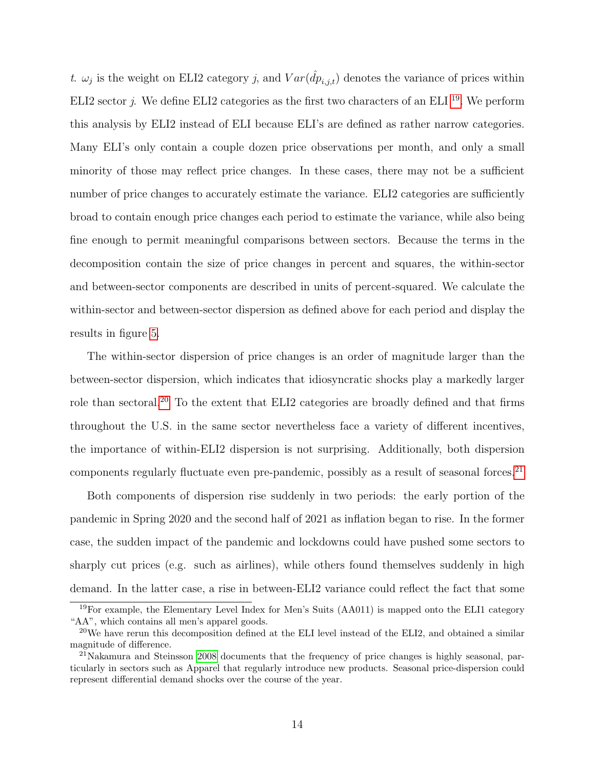$t$. $\omega_j$ is the weight on ELI2 category $j$, and $Var(\hat{dp}_{i,j,t})$ denotes the variance of prices within ELI2 sector $j$. We define ELI2 categories as the first two characters of an ELI [19]. We perform this analysis by ELI2 instead of ELI because ELI's are defined as rather narrow categories. Many ELI's only contain a couple dozen price observations per month, and only a small minority of those may reflect price changes. In these cases, there may not be a sufficient number of price changes to accurately estimate the variance. ELI2 categories are sufficiently broad to contain enough price changes each period to estimate the variance, while also being fine enough to permit meaningful comparisons between sectors. Because the terms in the decomposition contain the size of price changes in percent and squares, the within-sector and between-sector components are described in units of percent-squared. We calculate the within-sector and between-sector dispersion as defined above for each period and display the results in figure 5.

The within-sector dispersion of price changes is an order of magnitude larger than the between-sector dispersion, which indicates that idiosyncratic shocks play a markedly larger role than sectoral.[20] To the extent that ELI2 categories are broadly defined and that firms throughout the U.S. in the same sector nevertheless face a variety of different incentives, the importance of within-ELI2 dispersion is not surprising. Additionally, both dispersion components regularly fluctuate even pre-pandemic, possibly as a result of seasonal forces.[21]

Both components of dispersion rise suddenly in two periods: the early portion of the pandemic in Spring 2020 and the second half of 2021 as inflation began to rise. In the former case, the sudden impact of the pandemic and lockdowns could have pushed some sectors to sharply cut prices (e.g. such as airlines), while others found themselves suddenly in high demand. In the latter case, a rise in between-ELI2 variance could reflect the fact that some

[19] For example, the Elementary Level Index for Men's Suits (AA011) is mapped onto the ELI1 category "AA", which contains all men's apparel goods.

[20] We have rerun this decomposition defined at the ELI level instead of the ELI2, and obtained a similar magnitude of difference.

[21] Nakamura and Steinsson 2008 documents that the frequency of price changes is highly seasonal, particularly in sectors such as Apparel that regularly introduce new products. Seasonal price-dispersion could represent differential demand shocks over the course of the year.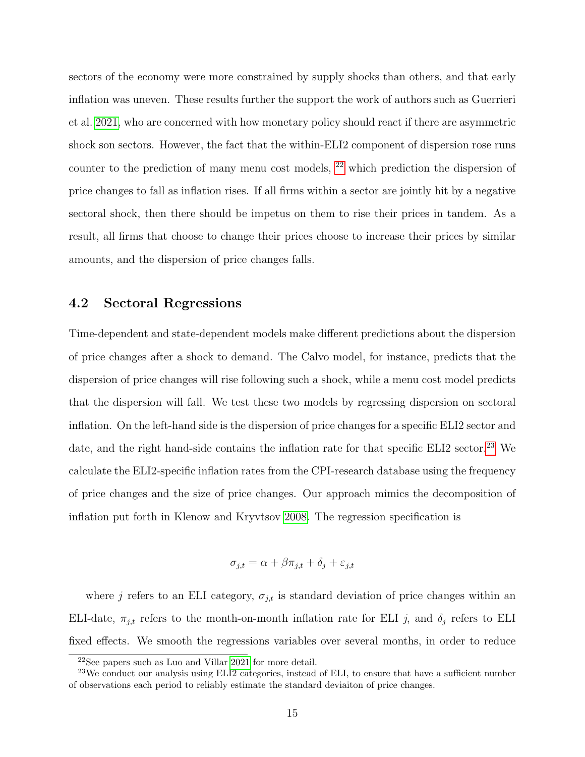sectors of the economy were more constrained by supply shocks than others, and that early inflation was uneven. These results further the support the work of authors such as Guerrieri et al. 2021, who are concerned with how monetary policy should react if there are asymmetric shock son sectors. However, the fact that the within-ELI2 component of dispersion rose runs counter to the prediction of many menu cost models, [22] which prediction the dispersion of price changes to fall as inflation rises. If all firms within a sector are jointly hit by a negative sectoral shock, then there should be impetus on them to rise their prices in tandem. As a result, all firms that choose to change their prices choose to increase their prices by similar amounts, and the dispersion of price changes falls.

### 4.2 Sectoral Regressions

Time-dependent and state-dependent models make different predictions about the dispersion of price changes after a shock to demand. The Calvo model, for instance, predicts that the dispersion of price changes will rise following such a shock, while a menu cost model predicts that the dispersion will fall. We test these two models by regressing dispersion on sectoral inflation. On the left-hand side is the dispersion of price changes for a specific ELI2 sector and date, and the right hand-side contains the inflation rate for that specific ELI2 sector.[23] We calculate the ELI2-specific inflation rates from the CPI-research database using the frequency of price changes and the size of price changes. Our approach mimics the decomposition of inflation put forth in Klenow and Kryvtsov 2008. The regression specification is

$$\sigma_{j,t} = \alpha + \beta \pi_{j,t} + \delta_j + \varepsilon_{j,t}$$

where $j$ refers to an ELI category, $\sigma_{j,t}$ is standard deviation of price changes within an ELI-date, $\pi_{j,t}$ refers to the month-on-month inflation rate for ELI $j$, and $\delta_j$ refers to ELI fixed effects. We smooth the regressions variables over several months, in order to reduce

[22] See papers such as Luo and Villar 2021 for more detail.

[23] We conduct our analysis using ELI2 categories, instead of ELI, to ensure that have a sufficient number of observations each period to reliably estimate the standard deviaiton of price changes.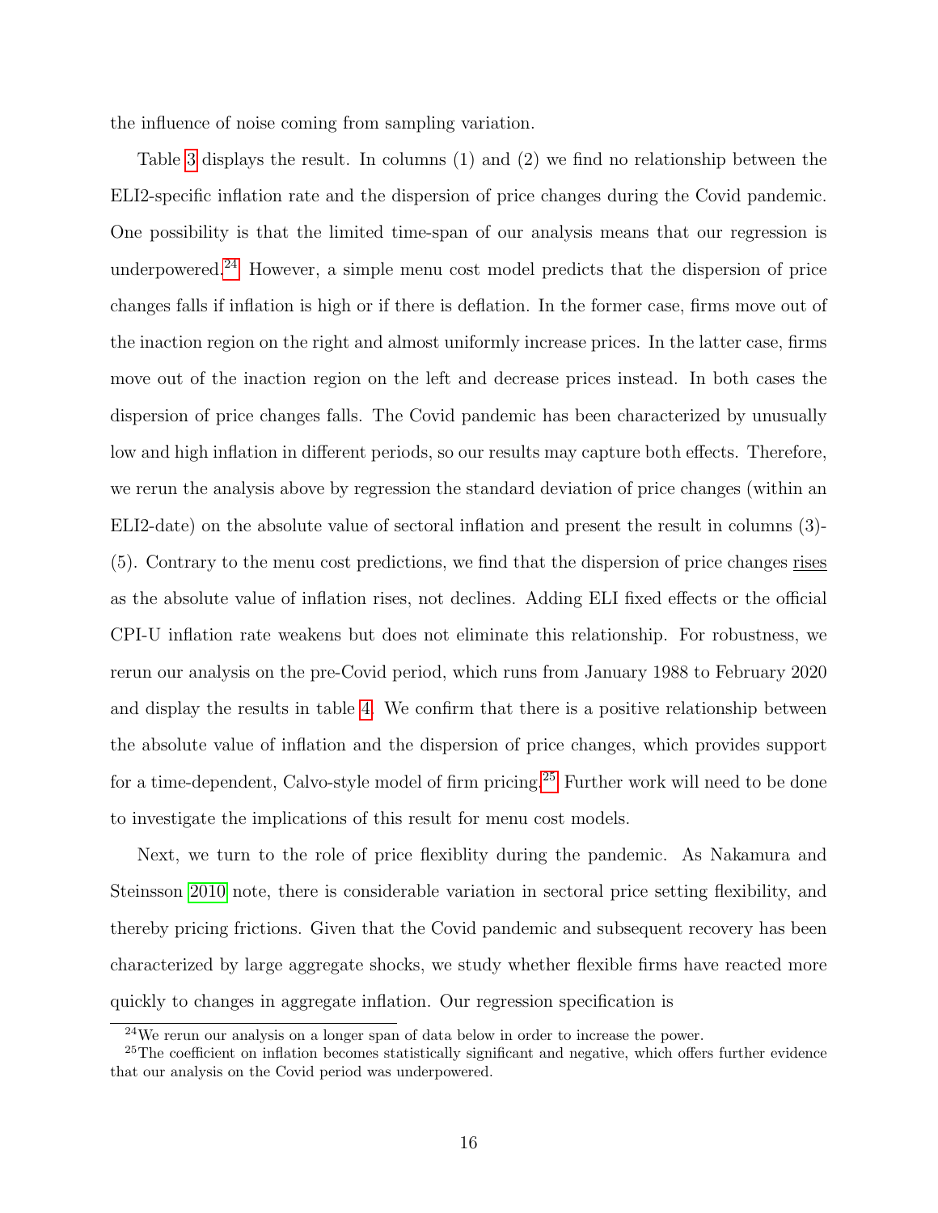the influence of noise coming from sampling variation.

Table 3 displays the result. In columns (1) and (2) we find no relationship between the ELI2-specific inflation rate and the dispersion of price changes during the Covid pandemic. One possibility is that the limited time-span of our analysis means that our regression is underpowered.[24] However, a simple menu cost model predicts that the dispersion of price changes falls if inflation is high or if there is deflation. In the former case, firms move out of the inaction region on the right and almost uniformly increase prices. In the latter case, firms move out of the inaction region on the left and decrease prices instead. In both cases the dispersion of price changes falls. The Covid pandemic has been characterized by unusually low and high inflation in different periods, so our results may capture both effects. Therefore, we rerun the analysis above by regression the standard deviation of price changes (within an ELI2-date) on the absolute value of sectoral inflation and present the result in columns (3)-(5). Contrary to the menu cost predictions, we find that the dispersion of price changes <u>rises</u> as the absolute value of inflation rises, not declines. Adding ELI fixed effects or the official CPI-U inflation rate weakens but does not eliminate this relationship. For robustness, we rerun our analysis on the pre-Covid period, which runs from January 1988 to February 2020 and display the results in table 4. We confirm that there is a positive relationship between the absolute value of inflation and the dispersion of price changes, which provides support for a time-dependent, Calvo-style model of firm pricing.[25] Further work will need to be done to investigate the implications of this result for menu cost models.

Next, we turn to the role of price flexiblity during the pandemic. As Nakamura and Steinsson 2010 note, there is considerable variation in sectoral price setting flexibility, and thereby pricing frictions. Given that the Covid pandemic and subsequent recovery has been characterized by large aggregate shocks, we study whether flexible firms have reacted more quickly to changes in aggregate inflation. Our regression specification is

[24] We rerun our analysis on a longer span of data below in order to increase the power.

[25] The coefficient on inflation becomes statistically significant and negative, which offers further evidence that our analysis on the Covid period was underpowered.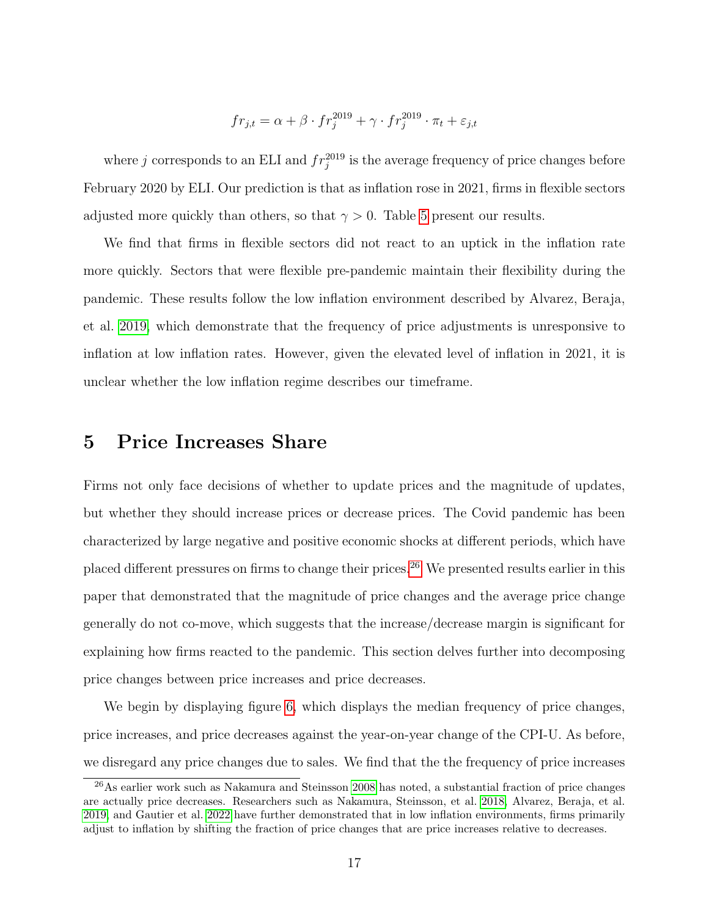$$fr_{j,t} = \alpha + \beta \cdot fr_j^{2019} + \gamma \cdot fr_j^{2019} \cdot \pi_t + \varepsilon_{j,t}$$

where $j$ corresponds to an ELI and $fr_j^{2019}$ is the average frequency of price changes before February 2020 by ELI. Our prediction is that as inflation rose in 2021, firms in flexible sectors adjusted more quickly than others, so that $\gamma > 0$. Table 5 present our results.

We find that firms in flexible sectors did not react to an uptick in the inflation rate more quickly. Sectors that were flexible pre-pandemic maintain their flexibility during the pandemic. These results follow the low inflation environment described by Alvarez, Beraja, et al. 2019, which demonstrate that the frequency of price adjustments is unresponsive to inflation at low inflation rates. However, given the elevated level of inflation in 2021, it is unclear whether the low inflation regime describes our timeframe.

# 5 Price Increases Share

Firms not only face decisions of whether to update prices and the magnitude of updates, but whether they should increase prices or decrease prices. The Covid pandemic has been characterized by large negative and positive economic shocks at different periods, which have placed different pressures on firms to change their prices.[26] We presented results earlier in this paper that demonstrated that the magnitude of price changes and the average price change generally do not co-move, which suggests that the increase/decrease margin is significant for explaining how firms reacted to the pandemic. This section delves further into decomposing price changes between price increases and price decreases.

We begin by displaying figure 6, which displays the median frequency of price changes, price increases, and price decreases against the year-on-year change of the CPI-U. As before, we disregard any price changes due to sales. We find that the the frequency of price increases

[26] As earlier work such as Nakamura and Steinsson 2008 has noted, a substantial fraction of price changes are actually price decreases. Researchers such as Nakamura, Steinsson, et al. 2018, Alvarez, Beraja, et al. 2019, and Gautier et al. 2022 have further demonstrated that in low inflation environments, firms primarily adjust to inflation by shifting the fraction of price changes that are price increases relative to decreases.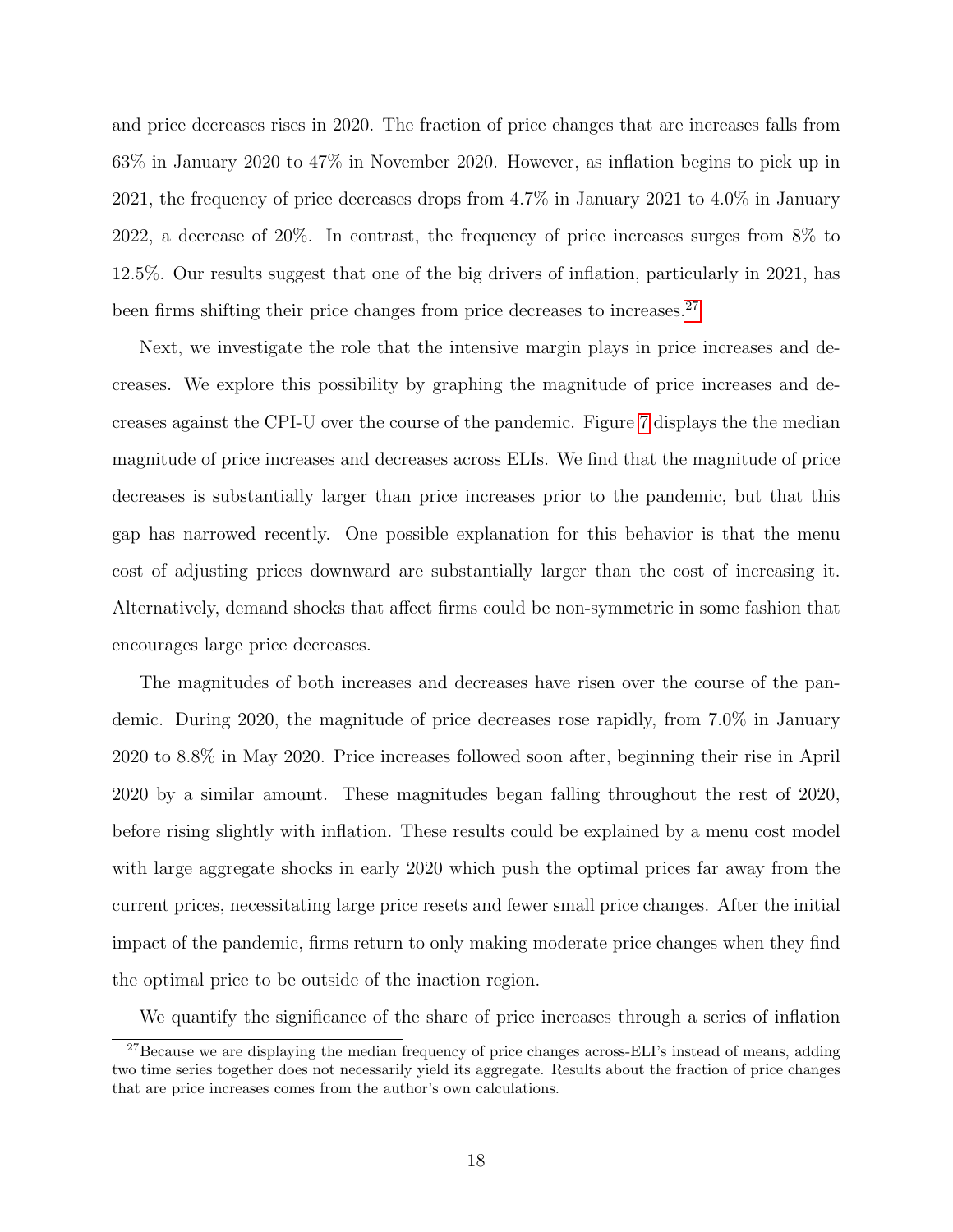and price decreases rises in 2020. The fraction of price changes that are increases falls from 63% in January 2020 to 47% in November 2020. However, as inflation begins to pick up in 2021, the frequency of price decreases drops from 4.7% in January 2021 to 4.0% in January 2022, a decrease of 20%. In contrast, the frequency of price increases surges from 8% to 12.5%. Our results suggest that one of the big drivers of inflation, particularly in 2021, has been firms shifting their price changes from price decreases to increases.[27]

Next, we investigate the role that the intensive margin plays in price increases and decreases. We explore this possibility by graphing the magnitude of price increases and decreases against the CPI-U over the course of the pandemic. Figure 7 displays the the median magnitude of price increases and decreases across ELIs. We find that the magnitude of price decreases is substantially larger than price increases prior to the pandemic, but that this gap has narrowed recently. One possible explanation for this behavior is that the menu cost of adjusting prices downward are substantially larger than the cost of increasing it. Alternatively, demand shocks that affect firms could be non-symmetric in some fashion that encourages large price decreases.

The magnitudes of both increases and decreases have risen over the course of the pandemic. During 2020, the magnitude of price decreases rose rapidly, from 7.0% in January 2020 to 8.8% in May 2020. Price increases followed soon after, beginning their rise in April 2020 by a similar amount. These magnitudes began falling throughout the rest of 2020, before rising slightly with inflation. These results could be explained by a menu cost model with large aggregate shocks in early 2020 which push the optimal prices far away from the current prices, necessitating large price resets and fewer small price changes. After the initial impact of the pandemic, firms return to only making moderate price changes when they find the optimal price to be outside of the inaction region.

We quantify the significance of the share of price increases through a series of inflation

[27]Because we are displaying the median frequency of price changes across-ELI's instead of means, adding two time series together does not necessarily yield its aggregate. Results about the fraction of price changes that are price increases comes from the author's own calculations.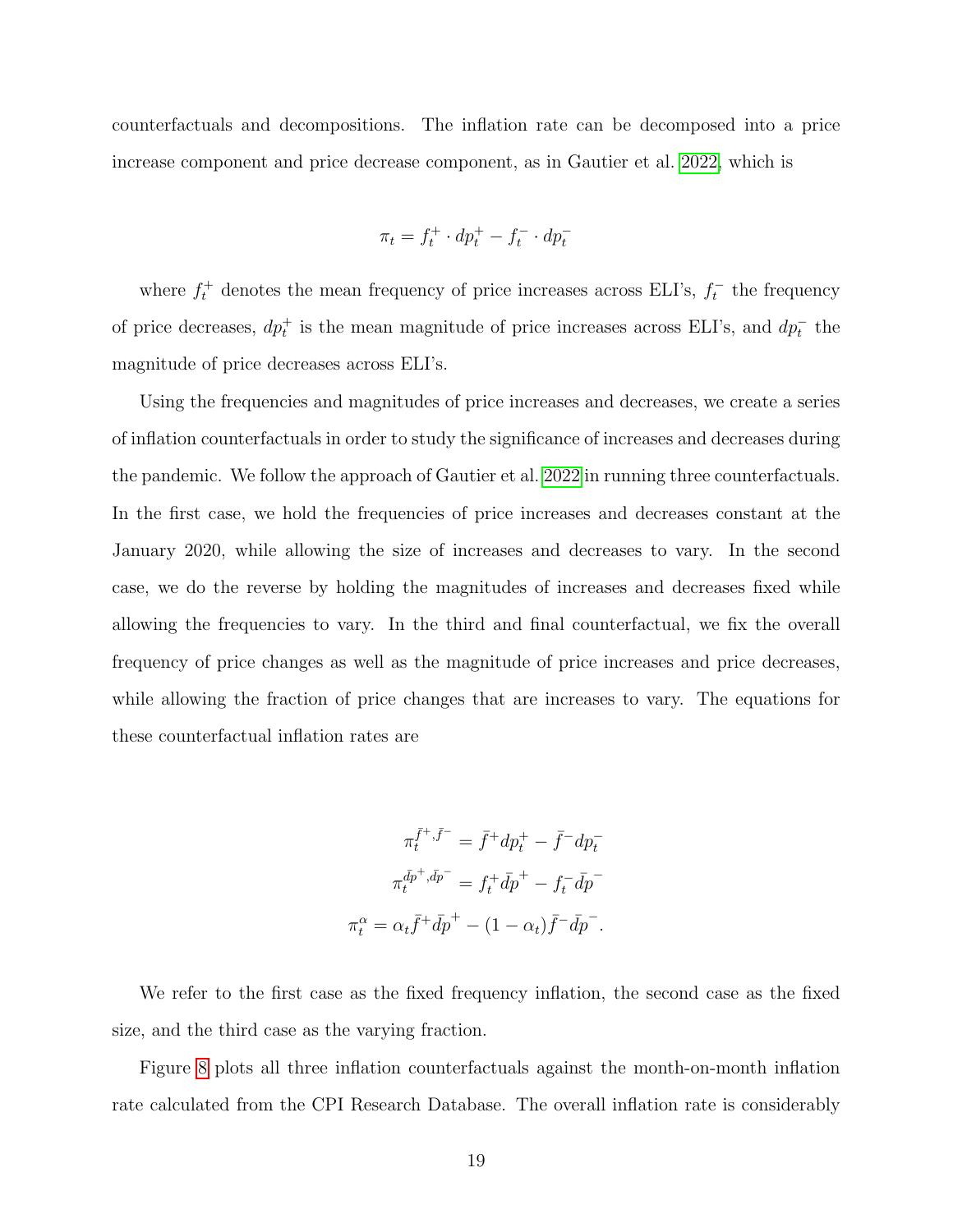counterfactuals and decompositions. The inflation rate can be decomposed into a price increase component and price decrease component, as in Gautier et al. 2022, which is

$$\pi_t = f_t^+ \cdot dp_t^+ - f_t^- \cdot dp_t^-$$

where $f_t^+$ denotes the mean frequency of price increases across ELI's, $f_t^-$ the frequency of price decreases, $dp_t^+$ is the mean magnitude of price increases across ELI's, and $dp_t^-$ the magnitude of price decreases across ELI's.

Using the frequencies and magnitudes of price increases and decreases, we create a series of inflation counterfactuals in order to study the significance of increases and decreases during the pandemic. We follow the approach of Gautier et al. 2022 in running three counterfactuals. In the first case, we hold the frequencies of price increases and decreases constant at the January 2020, while allowing the size of increases and decreases to vary. In the second case, we do the reverse by holding the magnitudes of increases and decreases fixed while allowing the frequencies to vary. In the third and final counterfactual, we fix the overall frequency of price changes as well as the magnitude of price increases and price decreases, while allowing the fraction of price changes that are increases to vary. The equations for these counterfactual inflation rates are

$$\pi_t^{\bar{f}^+, \bar{f}^-} = \bar{f}^+ dp_t^+ - \bar{f}^- dp_t^-$$

$$\pi_t^{\bar{dp}^+, \bar{dp}^-} = f_t^+ \bar{dp}^+ - f_t^- \bar{dp}^-$$

$$\pi_t^{\alpha} = \alpha_t \bar{f}^+ \bar{dp}^+ - (1 - \alpha_t) \bar{f}^- \bar{dp}^-.$$

We refer to the first case as the fixed frequency inflation, the second case as the fixed size, and the third case as the varying fraction.

Figure 8 plots all three inflation counterfactuals against the month-on-month inflation rate calculated from the CPI Research Database. The overall inflation rate is considerably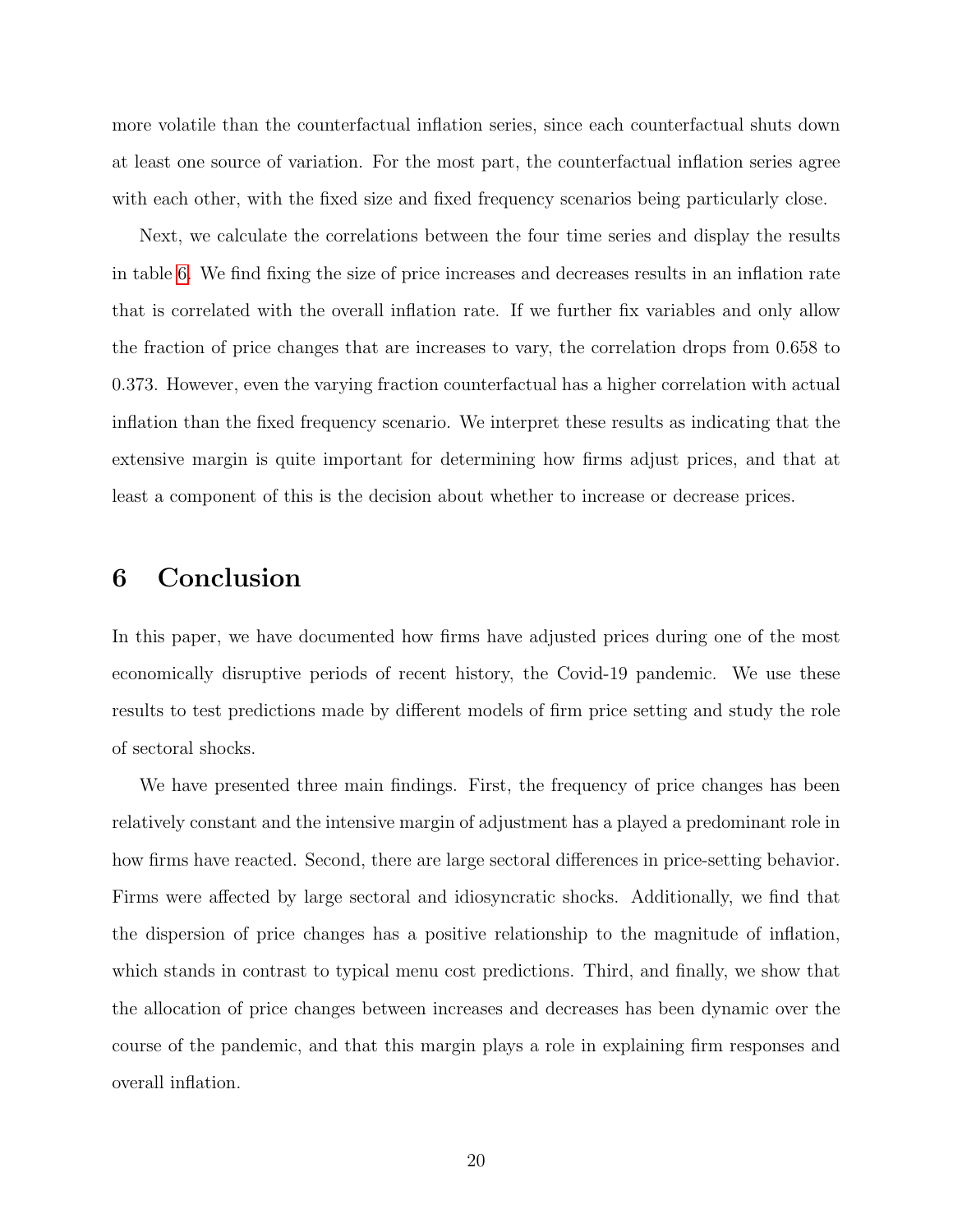more volatile than the counterfactual inflation series, since each counterfactual shuts down at least one source of variation. For the most part, the counterfactual inflation series agree with each other, with the fixed size and fixed frequency scenarios being particularly close.

Next, we calculate the correlations between the four time series and display the results in table 6. We find fixing the size of price increases and decreases results in an inflation rate that is correlated with the overall inflation rate. If we further fix variables and only allow the fraction of price changes that are increases to vary, the correlation drops from 0.658 to 0.373. However, even the varying fraction counterfactual has a higher correlation with actual inflation than the fixed frequency scenario. We interpret these results as indicating that the extensive margin is quite important for determining how firms adjust prices, and that at least a component of this is the decision about whether to increase or decrease prices.

## 6 Conclusion

In this paper, we have documented how firms have adjusted prices during one of the most economically disruptive periods of recent history, the Covid-19 pandemic. We use these results to test predictions made by different models of firm price setting and study the role of sectoral shocks.

We have presented three main findings. First, the frequency of price changes has been relatively constant and the intensive margin of adjustment has a played a predominant role in how firms have reacted. Second, there are large sectoral differences in price-setting behavior. Firms were affected by large sectoral and idiosyncratic shocks. Additionally, we find that the dispersion of price changes has a positive relationship to the magnitude of inflation, which stands in contrast to typical menu cost predictions. Third, and finally, we show that the allocation of price changes between increases and decreases has been dynamic over the course of the pandemic, and that this margin plays a role in explaining firm responses and overall inflation.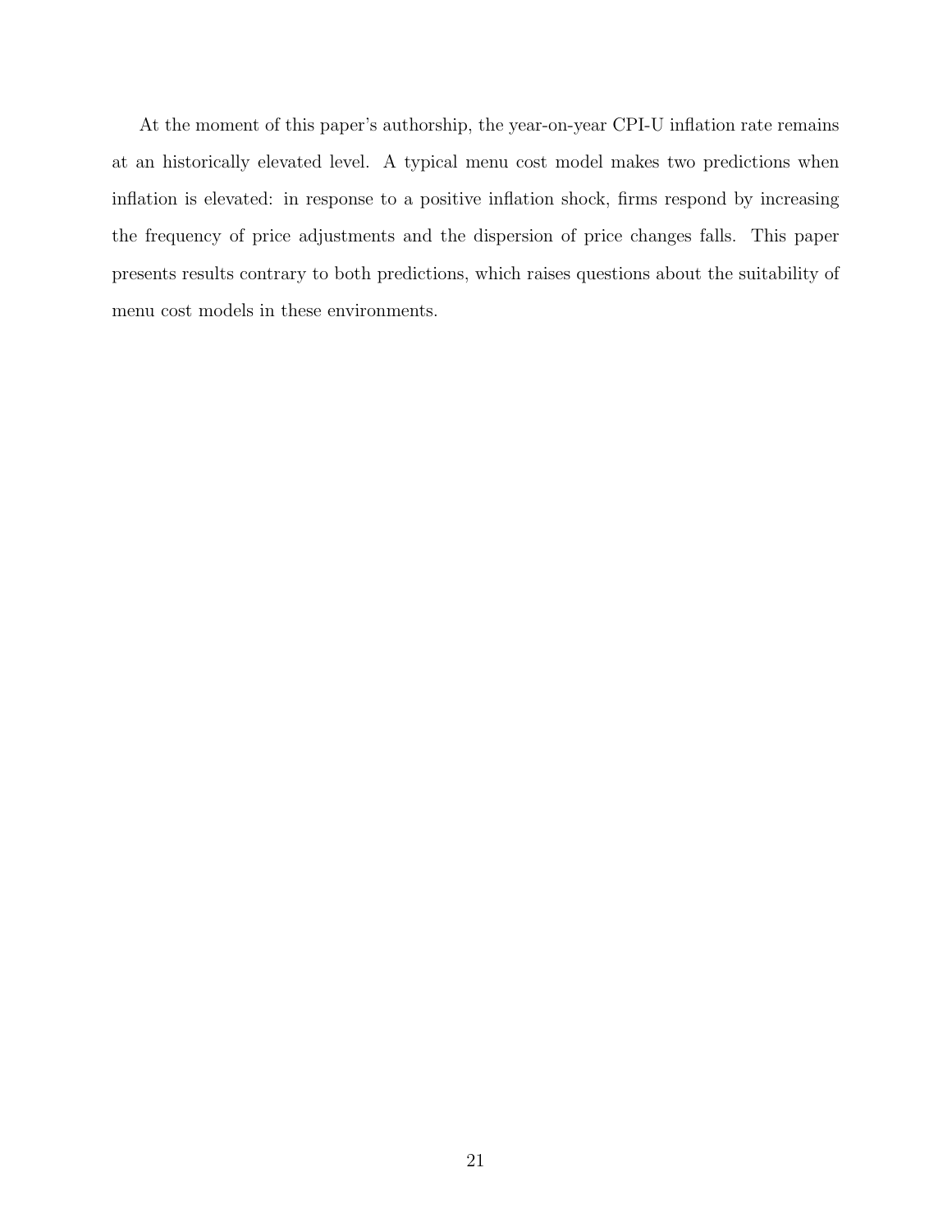At the moment of this paper's authorship, the year-on-year CPI-U inflation rate remains at an historically elevated level. A typical menu cost model makes two predictions when inflation is elevated: in response to a positive inflation shock, firms respond by increasing the frequency of price adjustments and the dispersion of price changes falls. This paper presents results contrary to both predictions, which raises questions about the suitability of menu cost models in these environments.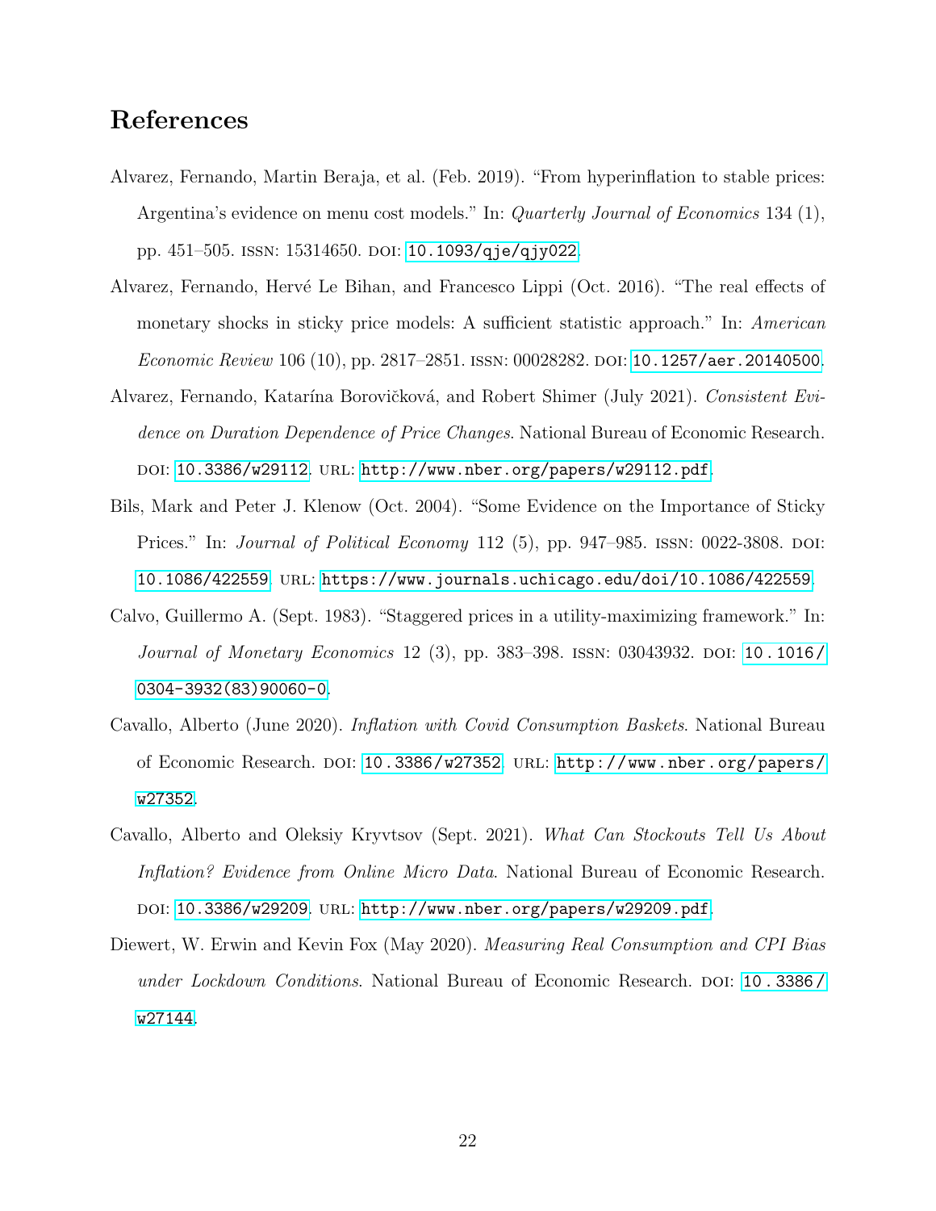# References

Alvarez, Fernando, Martin Beraja, et al. (Feb. 2019). "From hyperinflation to stable prices: Argentina's evidence on menu cost models." In: *Quarterly Journal of Economics* 134 (1), pp. 451–505. ISSN: 15314650. DOI: 10.1093/qje/qjy022.

Alvarez, Fernando, Hervé Le Bihan, and Francesco Lippi (Oct. 2016). "The real effects of monetary shocks in sticky price models: A sufficient statistic approach." In: *American Economic Review* 106 (10), pp. 2817–2851. ISSN: 00028282. DOI: 10.1257/aer.20140500.

Alvarez, Fernando, Katarína Borovičková, and Robert Shimer (July 2021). *Consistent Evidence on Duration Dependence of Price Changes*. National Bureau of Economic Research. DOI: 10.3386/w29112. URL: http://www.nber.org/papers/w29112.pdf.

Bils, Mark and Peter J. Klenow (Oct. 2004). "Some Evidence on the Importance of Sticky Prices." In: *Journal of Political Economy* 112 (5), pp. 947–985. ISSN: 0022-3808. DOI: 10.1086/422559. URL: https://www.journals.uchicago.edu/doi/10.1086/422559.

Calvo, Guillermo A. (Sept. 1983). "Staggered prices in a utility-maximizing framework." In: *Journal of Monetary Economics* 12 (3), pp. 383–398. ISSN: 03043932. DOI: 10.1016/0304-3932(83)90060-0.

Cavallo, Alberto (June 2020). *Inflation with Covid Consumption Baskets*. National Bureau of Economic Research. DOI: 10.3386/w27352. URL: http://www.nber.org/papers/w27352.

Cavallo, Alberto and Oleksiy Kryvtsov (Sept. 2021). *What Can Stockouts Tell Us About Inflation? Evidence from Online Micro Data*. National Bureau of Economic Research. DOI: 10.3386/w29209. URL: http://www.nber.org/papers/w29209.pdf.

Diewert, W. Erwin and Kevin Fox (May 2020). *Measuring Real Consumption and CPI Bias under Lockdown Conditions*. National Bureau of Economic Research. DOI: 10.3386/w27144.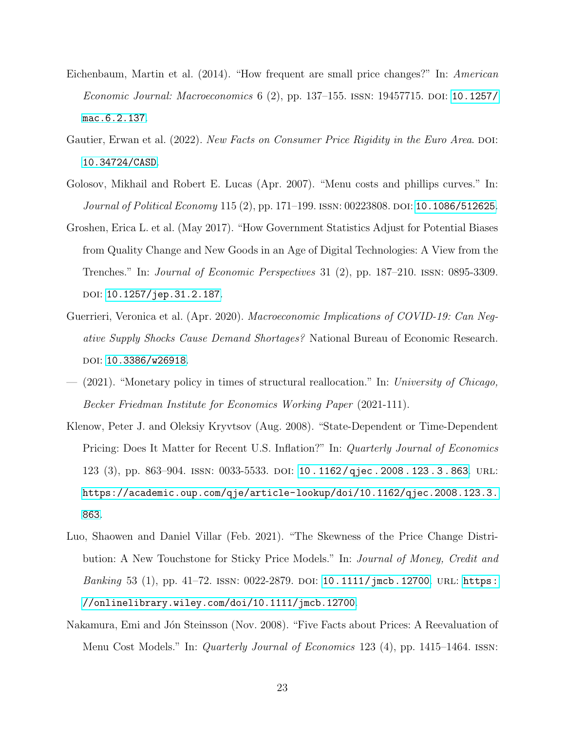Eichenbaum, Martin et al. (2014). "How frequent are small price changes?" In: *American Economic Journal: Macroeconomics* 6 (2), pp. 137–155. ISSN: 19457715. DOI: 10.1257/mac.6.2.137.

Gautier, Erwan et al. (2022). *New Facts on Consumer Price Rigidity in the Euro Area*. DOI: 10.34724/CASD.

Golosov, Mikhail and Robert E. Lucas (Apr. 2007). "Menu costs and phillips curves." In: *Journal of Political Economy* 115 (2), pp. 171–199. ISSN: 00223808. DOI: 10.1086/512625.

Groshen, Erica L. et al. (May 2017). "How Government Statistics Adjust for Potential Biases from Quality Change and New Goods in an Age of Digital Technologies: A View from the Trenches." In: *Journal of Economic Perspectives* 31 (2), pp. 187–210. ISSN: 0895-3309. DOI: 10.1257/jep.31.2.187.

Guerrieri, Veronica et al. (Apr. 2020). *Macroeconomic Implications of COVID-19: Can Negative Supply Shocks Cause Demand Shortages?* National Bureau of Economic Research. DOI: 10.3386/w26918.

— (2021). "Monetary policy in times of structural reallocation." In: *University of Chicago, Becker Friedman Institute for Economics Working Paper* (2021-111).

Klenow, Peter J. and Oleksiy Kryvtsov (Aug. 2008). "State-Dependent or Time-Dependent Pricing: Does It Matter for Recent U.S. Inflation?" In: *Quarterly Journal of Economics* 123 (3), pp. 863–904. ISSN: 0033-5533. DOI: 10.1162/qjec.2008.123.3.863. URL: https://academic.oup.com/qje/article-lookup/doi/10.1162/qjec.2008.123.3.863.

Luo, Shaowen and Daniel Villar (Feb. 2021). "The Skewness of the Price Change Distribution: A New Touchstone for Sticky Price Models." In: *Journal of Money, Credit and Banking* 53 (1), pp. 41–72. ISSN: 0022-2879. DOI: 10.1111/jmcb.12700. URL: https://onlinelibrary.wiley.com/doi/10.1111/jmcb.12700.

Nakamura, Emi and Jón Steinsson (Nov. 2008). "Five Facts about Prices: A Reevaluation of Menu Cost Models." In: *Quarterly Journal of Economics* 123 (4), pp. 1415–1464. ISSN: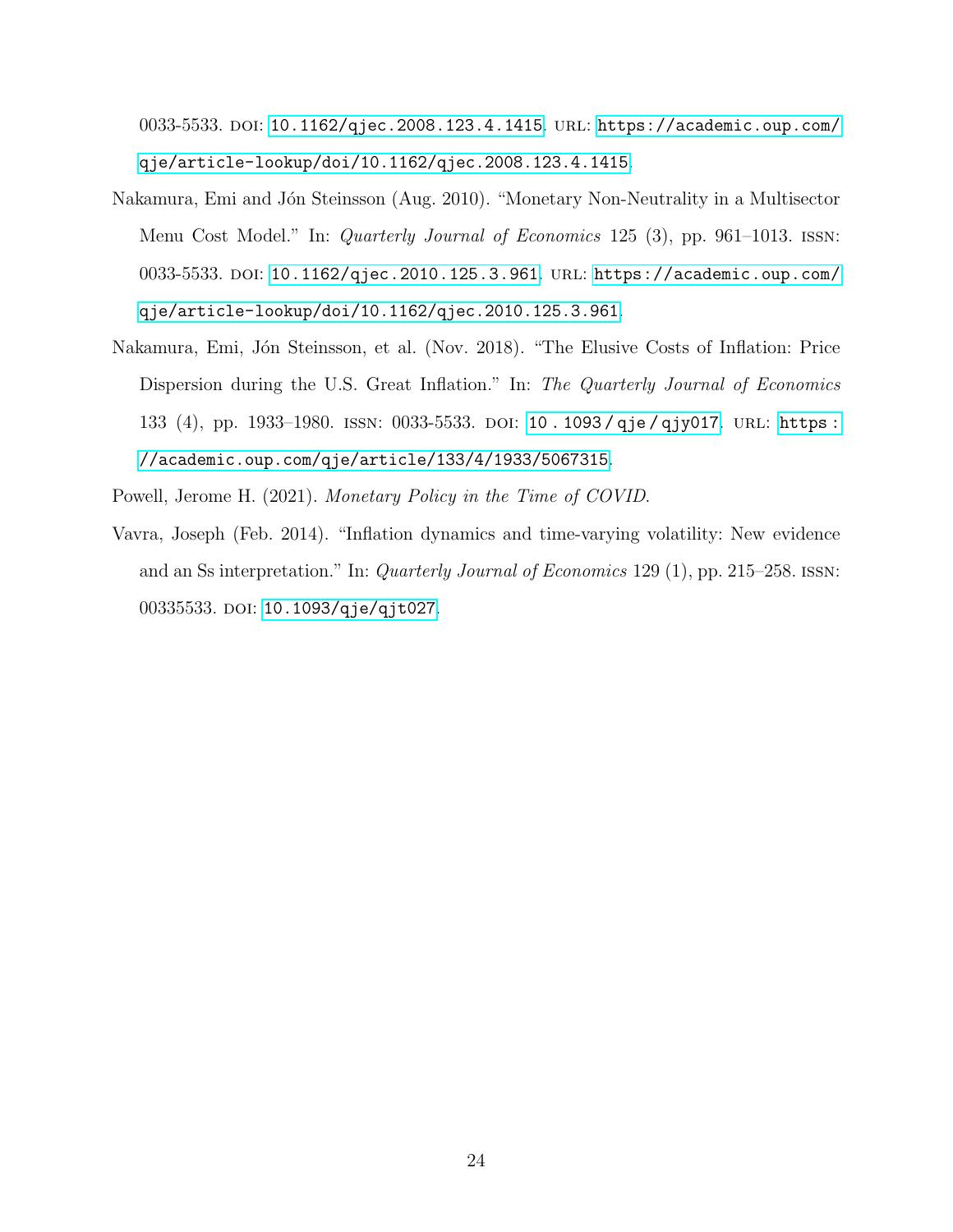0033-5533. DOI: 10.1162/qjec.2008.123.4.1415. URL: https://academic.oup.com/qje/article-lookup/doi/10.1162/qjec.2008.123.4.1415.

Nakamura, Emi and Jón Steinsson (Aug. 2010). "Monetary Non-Neutrality in a Multisector Menu Cost Model." In: *Quarterly Journal of Economics* 125 (3), pp. 961–1013. ISSN: 0033-5533. DOI: 10.1162/qjec.2010.125.3.961. URL: https://academic.oup.com/qje/article-lookup/doi/10.1162/qjec.2010.125.3.961.

Nakamura, Emi, Jón Steinsson, et al. (Nov. 2018). "The Elusive Costs of Inflation: Price Dispersion during the U.S. Great Inflation." In: *The Quarterly Journal of Economics* 133 (4), pp. 1933–1980. ISSN: 0033-5533. DOI: 10.1093/qje/qjy017. URL: https://academic.oup.com/qje/article/133/4/1933/5067315.

Powell, Jerome H. (2021). *Monetary Policy in the Time of COVID*.

Vavra, Joseph (Feb. 2014). "Inflation dynamics and time-varying volatility: New evidence and an Ss interpretation." In: *Quarterly Journal of Economics* 129 (1), pp. 215–258. ISSN: 00335533. DOI: 10.1093/qje/qjt027.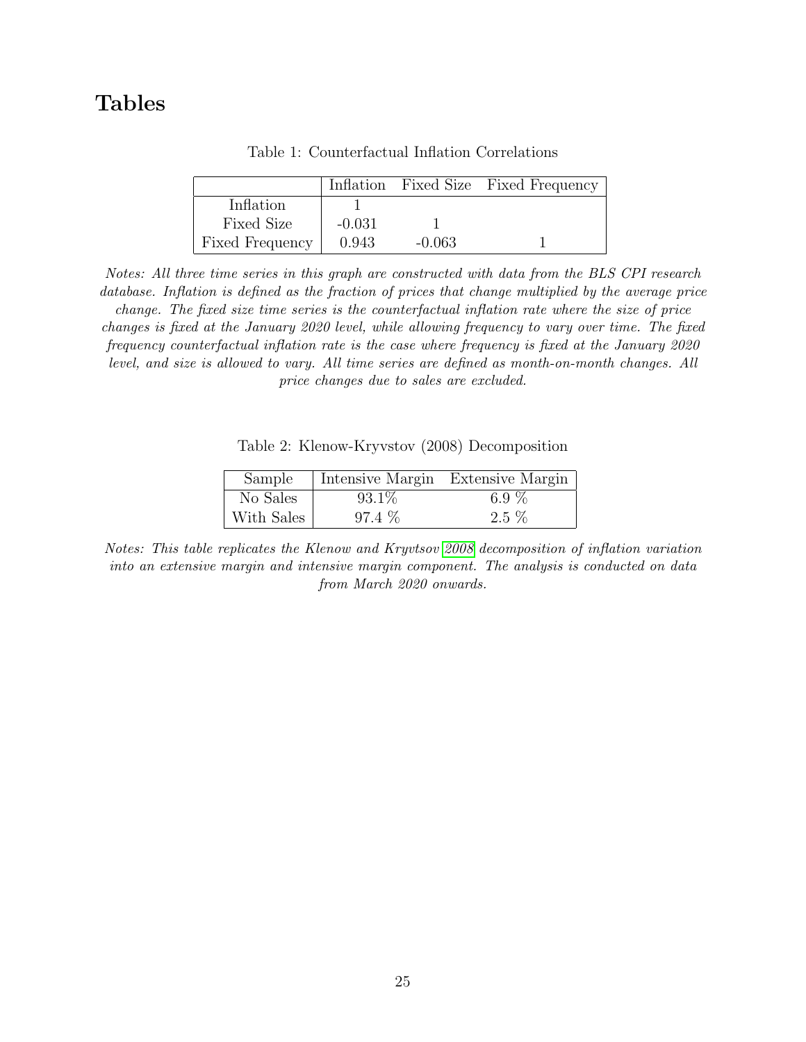# Tables

Table 1: Counterfactual Inflation Correlations

| | Inflation | Fixed Size | Fixed Frequency |
|---|---|---|---|
| Inflation | 1 | | |
| Fixed Size | -0.031 | 1 | |
| Fixed Frequency | 0.943 | -0.063 | 1 |

*Notes: All three time series in this graph are constructed with data from the BLS CPI research database. Inflation is defined as the fraction of prices that change multiplied by the average price change. The fixed size time series is the counterfactual inflation rate where the size of price changes is fixed at the January 2020 level, while allowing frequency to vary over time. The fixed frequency counterfactual inflation rate is the case where frequency is fixed at the January 2020 level, and size is allowed to vary. All time series are defined as month-on-month changes. All price changes due to sales are excluded.*

Table 2: Klenow-Kryvstov (2008) Decomposition

| Sample | Intensive Margin | Extensive Margin |
|---|---|---|
| No Sales | 93.1% | 6.9 % |
| With Sales | 97.4 % | 2.5 % |

*Notes: This table replicates the Klenow and Kryvtsov 2008 decomposition of inflation variation into an extensive margin and intensive margin component. The analysis is conducted on data from March 2020 onwards.*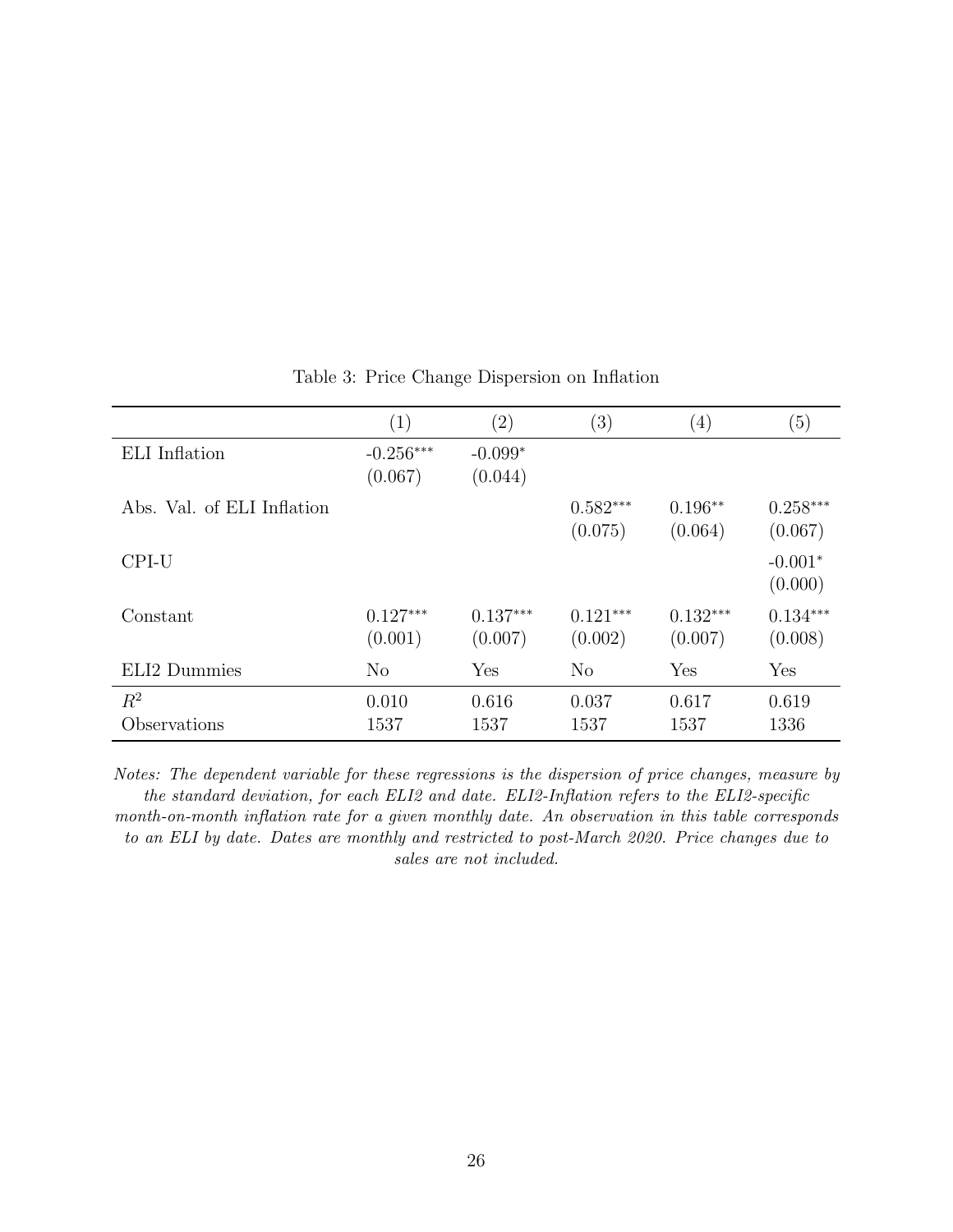Table 3: Price Change Dispersion on Inflation

| | (1) | (2) | (3) | (4) | (5) |
|---|---|---|---|---|---|
| ELI Inflation | -0.256*** | -0.099* | | | |
| | (0.067) | (0.044) | | | |
| Abs. Val. of ELI Inflation | | | 0.582*** | 0.196** | 0.258*** |
| | | | (0.075) | (0.064) | (0.067) |
| CPI-U | | | | | -0.001* |
| | | | | | (0.000) |
| Constant | 0.127*** | 0.137*** | 0.121*** | 0.132*** | 0.134*** |
| | (0.001) | (0.007) | (0.002) | (0.007) | (0.008) |
| ELI2 Dummies | No | Yes | No | Yes | Yes |
| $R^2$ | 0.010 | 0.616 | 0.037 | 0.617 | 0.619 |
| Observations | 1537 | 1537 | 1537 | 1537 | 1336 |

*Notes: The dependent variable for these regressions is the dispersion of price changes, measure by the standard deviation, for each ELI2 and date. ELI2-Inflation refers to the ELI2-specific month-on-month inflation rate for a given monthly date. An observation in this table corresponds to an ELI by date. Dates are monthly and restricted to post-March 2020. Price changes due to sales are not included.*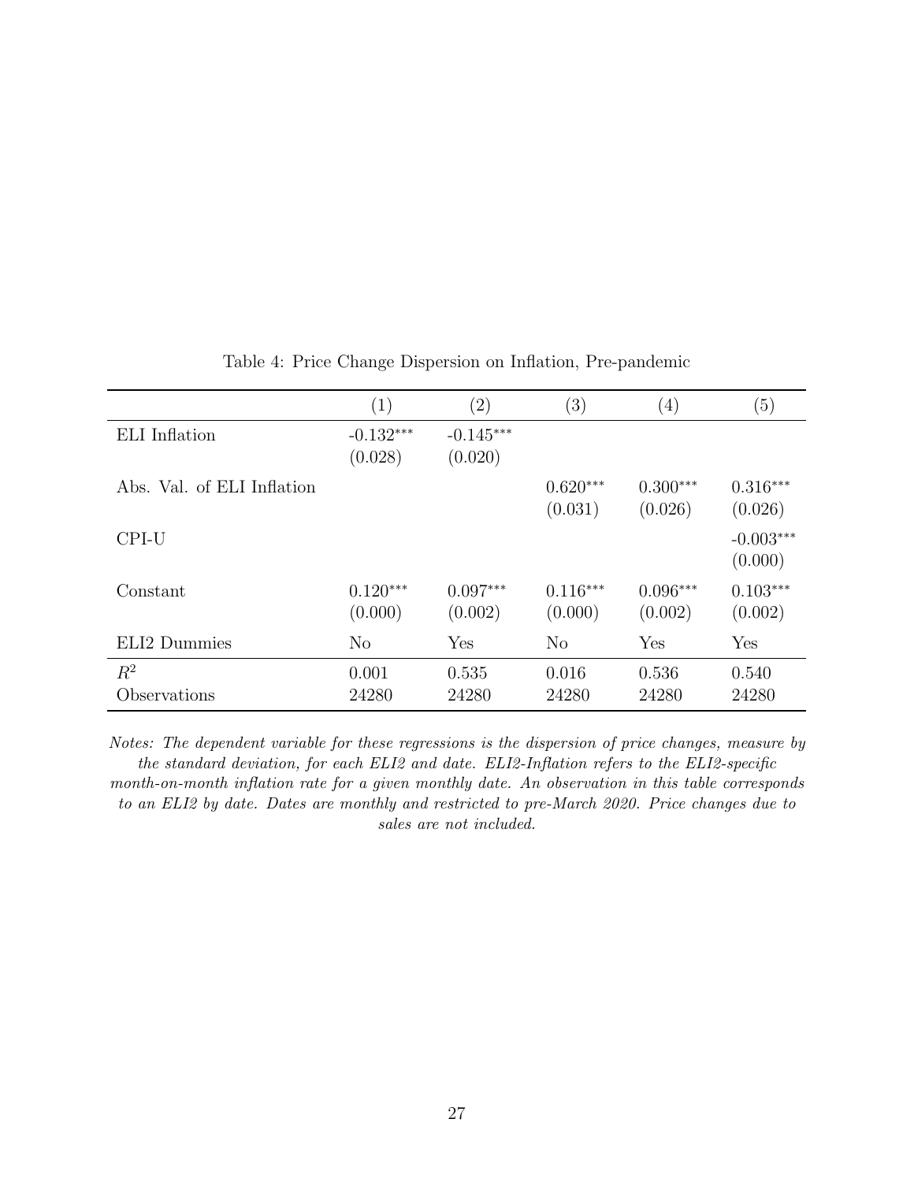Table 4: Price Change Dispersion on Inflation, Pre-pandemic

| | (1) | (2) | (3) | (4) | (5) |
|---|---|---|---|---|---|
| ELI Inflation | -0.132*** | -0.145*** | | | |
| | (0.028) | (0.020) | | | |
| Abs. Val. of ELI Inflation | | | 0.620*** | 0.300*** | 0.316*** |
| | | | (0.031) | (0.026) | (0.026) |
| CPI-U | | | | | -0.003*** |
| | | | | | (0.000) |
| Constant | 0.120*** | 0.097*** | 0.116*** | 0.096*** | 0.103*** |
| | (0.000) | (0.002) | (0.000) | (0.002) | (0.002) |
| ELI2 Dummies | No | Yes | No | Yes | Yes |
| $R^2$ | 0.001 | 0.535 | 0.016 | 0.536 | 0.540 |
| Observations | 24280 | 24280 | 24280 | 24280 | 24280 |

*Notes: The dependent variable for these regressions is the dispersion of price changes, measure by the standard deviation, for each ELI2 and date. ELI2-Inflation refers to the ELI2-specific month-on-month inflation rate for a given monthly date. An observation in this table corresponds to an ELI2 by date. Dates are monthly and restricted to pre-March 2020. Price changes due to sales are not included.*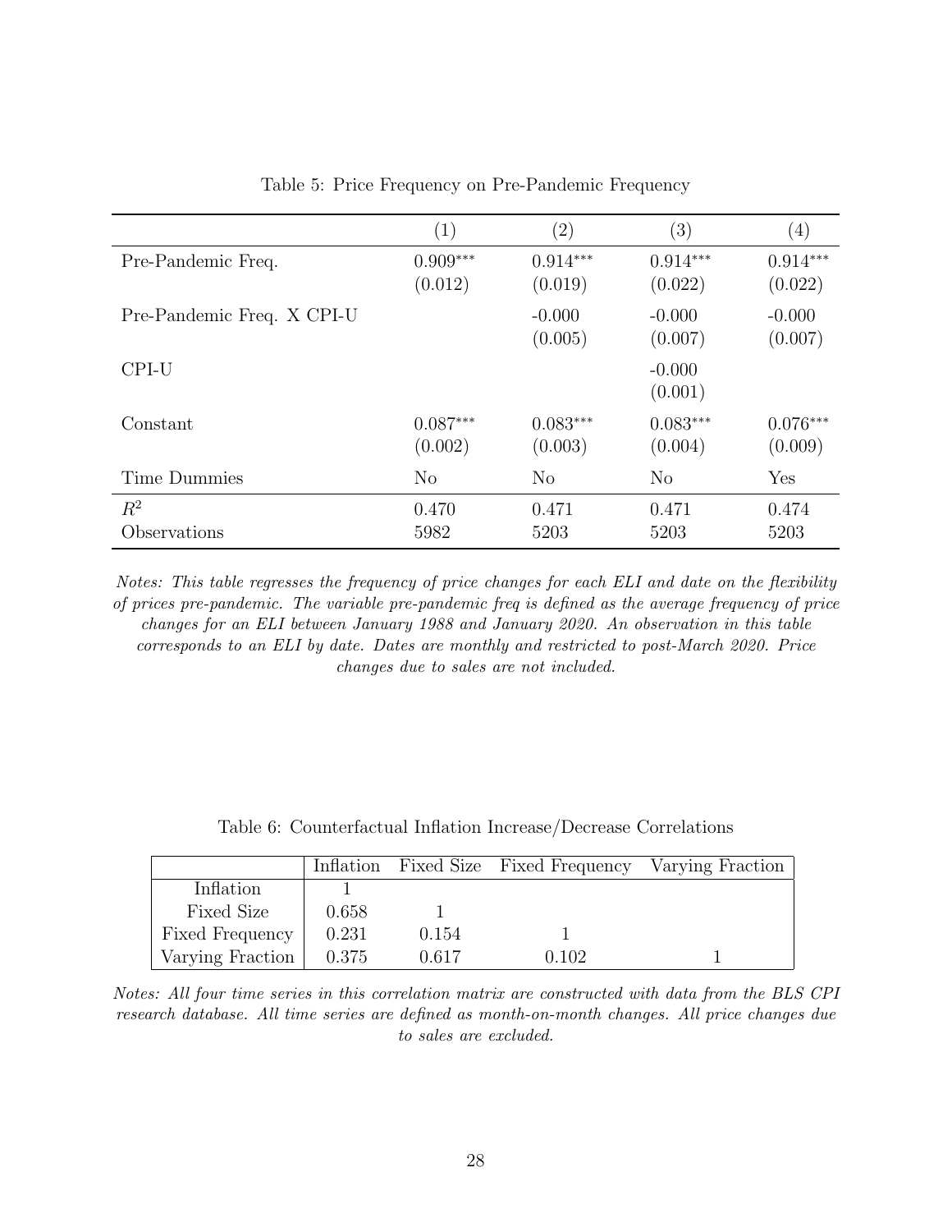Table 5: Price Frequency on Pre-Pandemic Frequency

| | (1) | (2) | (3) | (4) |
|---|---|---|---|---|
| Pre-Pandemic Freq. | 0.909*** | 0.914*** | 0.914*** | 0.914*** |
| | (0.012) | (0.019) | (0.022) | (0.022) |
| Pre-Pandemic Freq. X CPI-U | | -0.000 | -0.000 | -0.000 |
| | | (0.005) | (0.007) | (0.007) |
| CPI-U | | | -0.000 | |
| | | | (0.001) | |
| Constant | 0.087*** | 0.083*** | 0.083*** | 0.076*** |
| | (0.002) | (0.003) | (0.004) | (0.009) |
| Time Dummies | No | No | No | Yes |
| $R^2$ | 0.470 | 0.471 | 0.471 | 0.474 |
| Observations | 5982 | 5203 | 5203 | 5203 |

*Notes: This table regresses the frequency of price changes for each ELI and date on the flexibility of prices pre-pandemic. The variable pre-pandemic freq is defined as the average frequency of price changes for an ELI between January 1988 and January 2020. An observation in this table corresponds to an ELI by date. Dates are monthly and restricted to post-March 2020. Price changes due to sales are not included.*

Table 6: Counterfactual Inflation Increase/Decrease Correlations

| | Inflation | Fixed Size | Fixed Frequency | Varying Fraction |
|---|---|---|---|---|
| Inflation | 1 | | | |
| Fixed Size | 0.658 | 1 | | |
| Fixed Frequency | 0.231 | 0.154 | 1 | |
| Varying Fraction | 0.375 | 0.617 | 0.102 | 1 |

*Notes: All four time series in this correlation matrix are constructed with data from the BLS CPI research database. All time series are defined as month-on-month changes. All price changes due to sales are excluded.*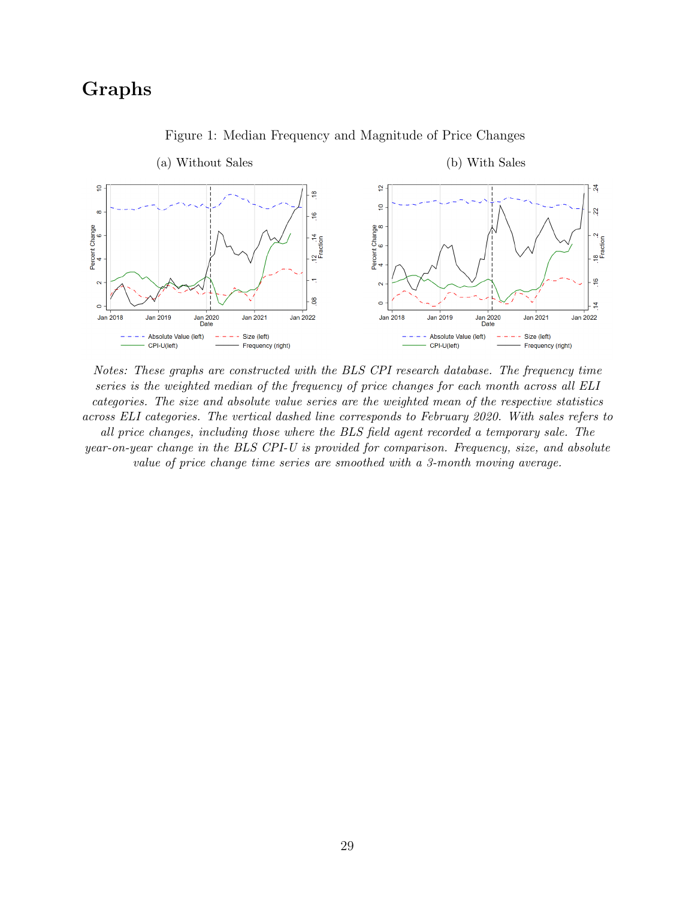# Graphs

Figure 1: Median Frequency and Magnitude of Price Changes

(a) Without Sales

(b) With Sales

*Notes: These graphs are constructed with the BLS CPI research database. The frequency time series is the weighted median of the frequency of price changes for each month across all ELI categories. The size and absolute value series are the weighted mean of the respective statistics across ELI categories. The vertical dashed line corresponds to February 2020. With sales refers to all price changes, including those where the BLS field agent recorded a temporary sale. The year-on-year change in the BLS CPI-U is provided for comparison. Frequency, size, and absolute value of price change time series are smoothed with a 3-month moving average.*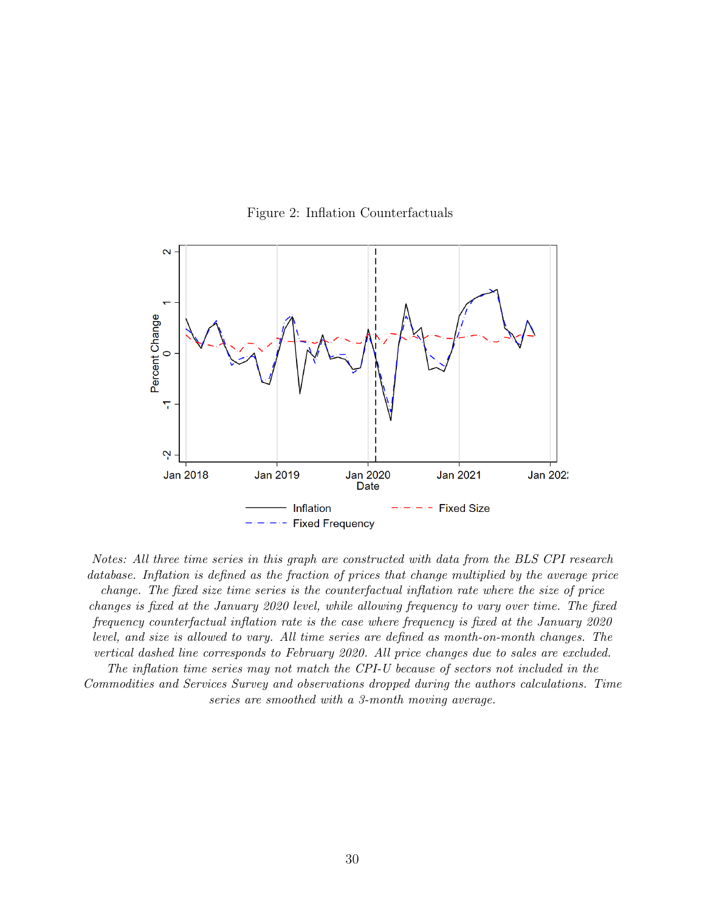Figure 2: Inflation Counterfactuals

*Notes: All three time series in this graph are constructed with data from the BLS CPI research database. Inflation is defined as the fraction of prices that change multiplied by the average price change. The fixed size time series is the counterfactual inflation rate where the size of price changes is fixed at the January 2020 level, while allowing frequency to vary over time. The fixed frequency counterfactual inflation rate is the case where frequency is fixed at the January 2020 level, and size is allowed to vary. All time series are defined as month-on-month changes. The vertical dashed line corresponds to February 2020. All price changes due to sales are excluded. The inflation time series may not match the CPI-U because of sectors not included in the Commodities and Services Survey and observations dropped during the authors calculations. Time series are smoothed with a 3-month moving average.*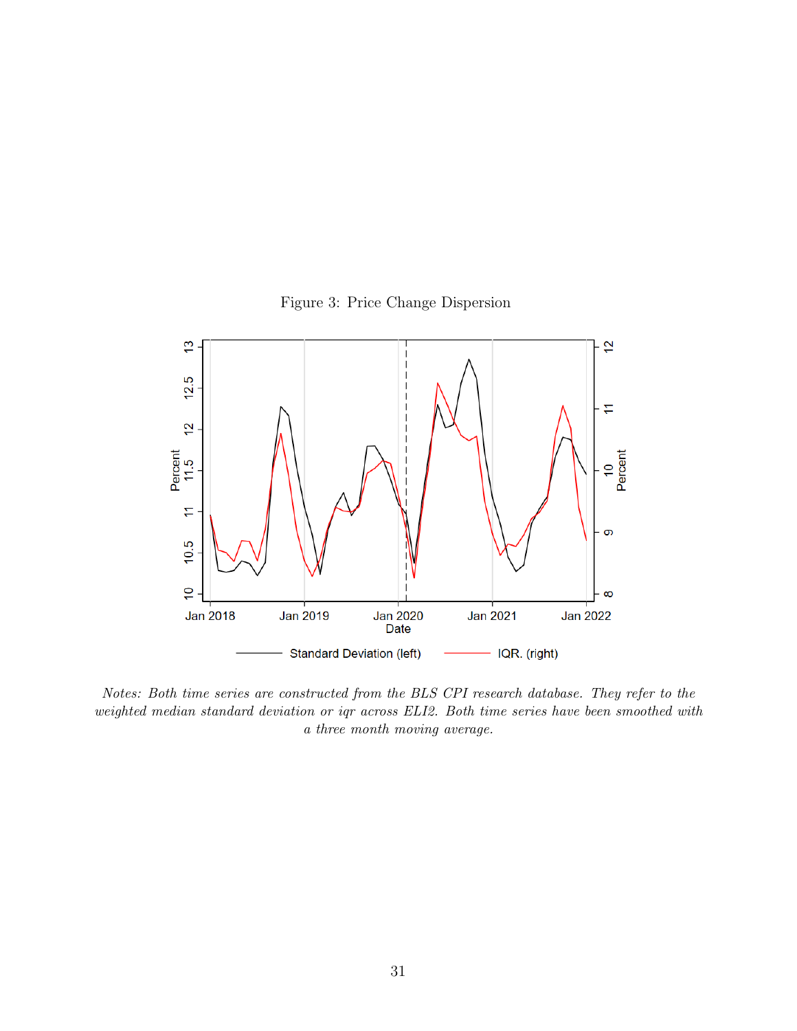Figure 3: Price Change Dispersion

*Notes: Both time series are constructed from the BLS CPI research database. They refer to the weighted median standard deviation or iqr across ELI2. Both time series have been smoothed with a three month moving average.*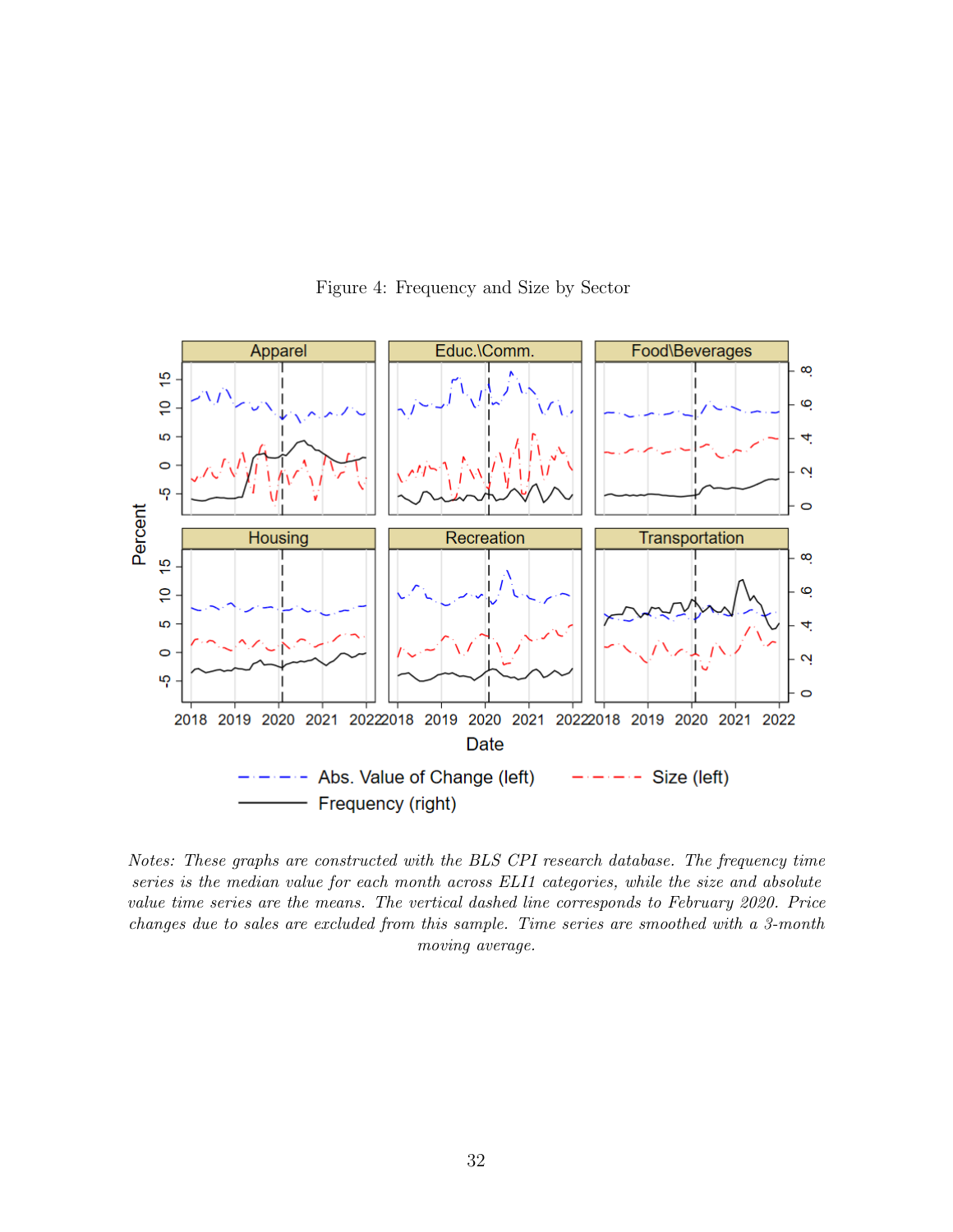Figure 4: Frequency and Size by Sector

*Notes: These graphs are constructed with the BLS CPI research database. The frequency time series is the median value for each month across ELI1 categories, while the size and absolute value time series are the means. The vertical dashed line corresponds to February 2020. Price changes due to sales are excluded from this sample. Time series are smoothed with a 3-month moving average.*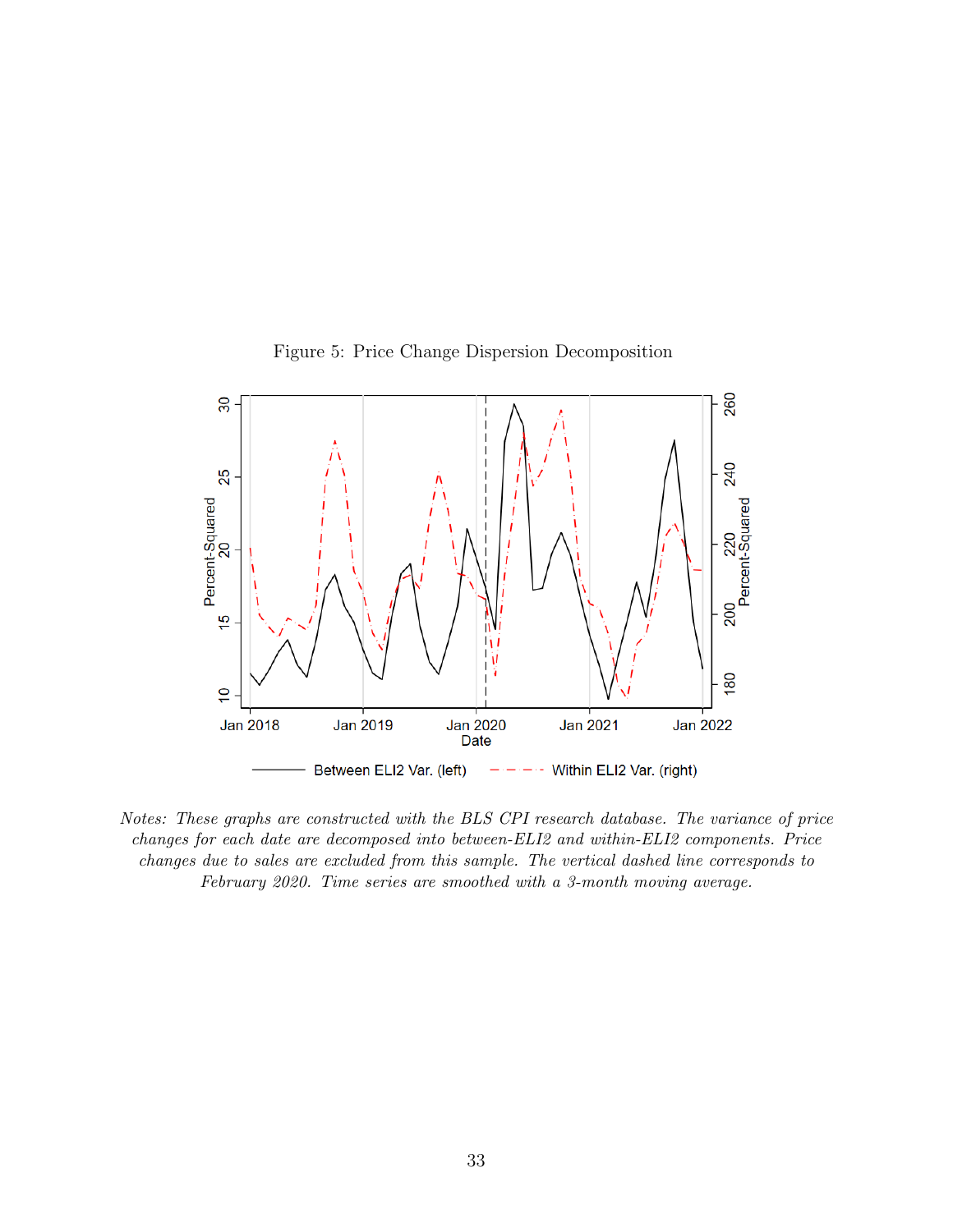Figure 5: Price Change Dispersion Decomposition

*Notes: These graphs are constructed with the BLS CPI research database. The variance of price changes for each date are decomposed into between-ELI2 and within-ELI2 components. Price changes due to sales are excluded from this sample. The vertical dashed line corresponds to February 2020. Time series are smoothed with a 3-month moving average.*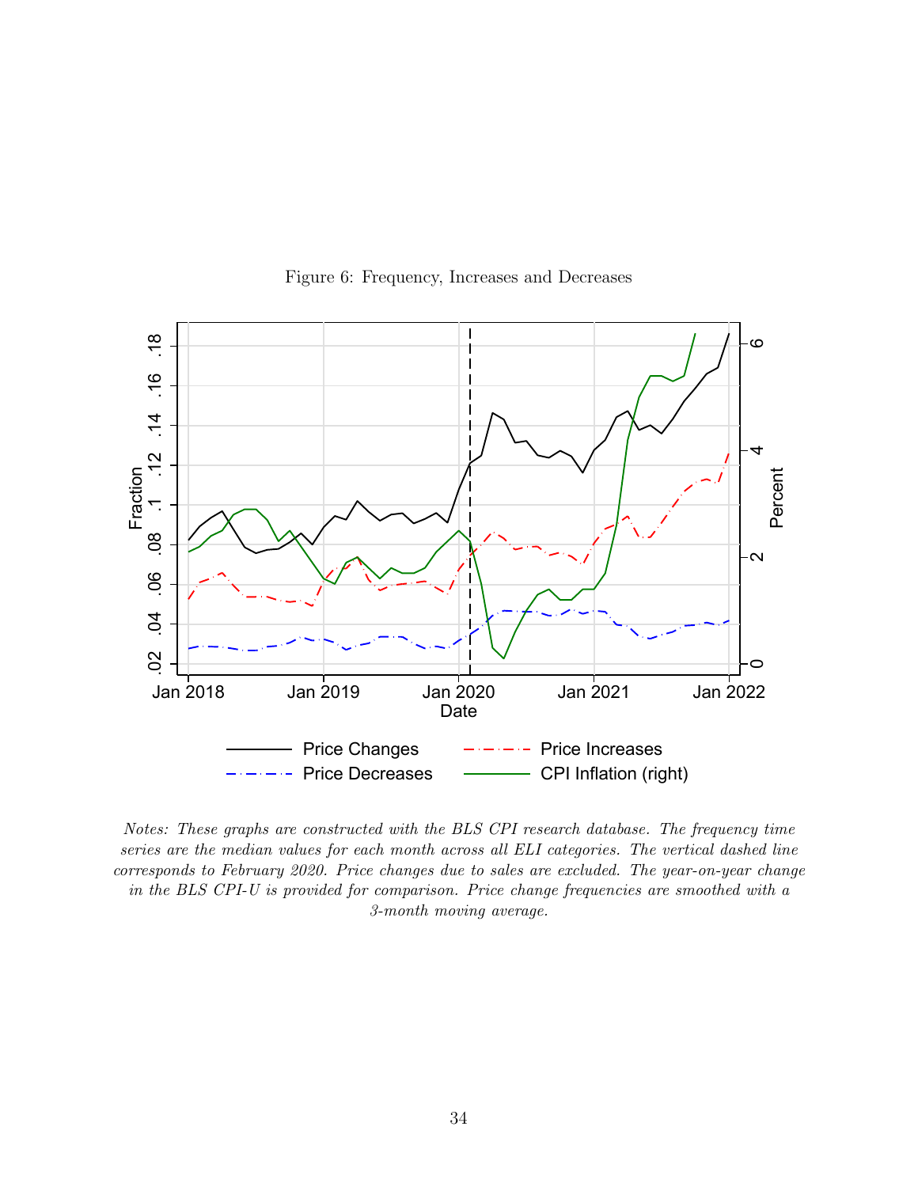Figure 6: Frequency, Increases and Decreases

*Notes: These graphs are constructed with the BLS CPI research database. The frequency time series are the median values for each month across all ELI categories. The vertical dashed line corresponds to February 2020. Price changes due to sales are excluded. The year-on-year change in the BLS CPI-U is provided for comparison. Price change frequencies are smoothed with a 3-month moving average.*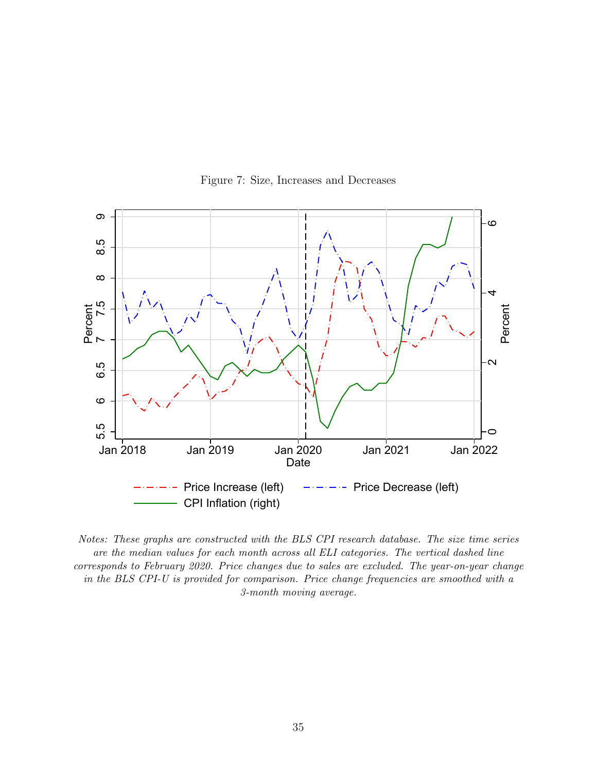Figure 7: Size, Increases and Decreases

*Notes: These graphs are constructed with the BLS CPI research database. The size time series are the median values for each month across all ELI categories. The vertical dashed line corresponds to February 2020. Price changes due to sales are excluded. The year-on-year change in the BLS CPI-U is provided for comparison. Price change frequencies are smoothed with a 3-month moving average.*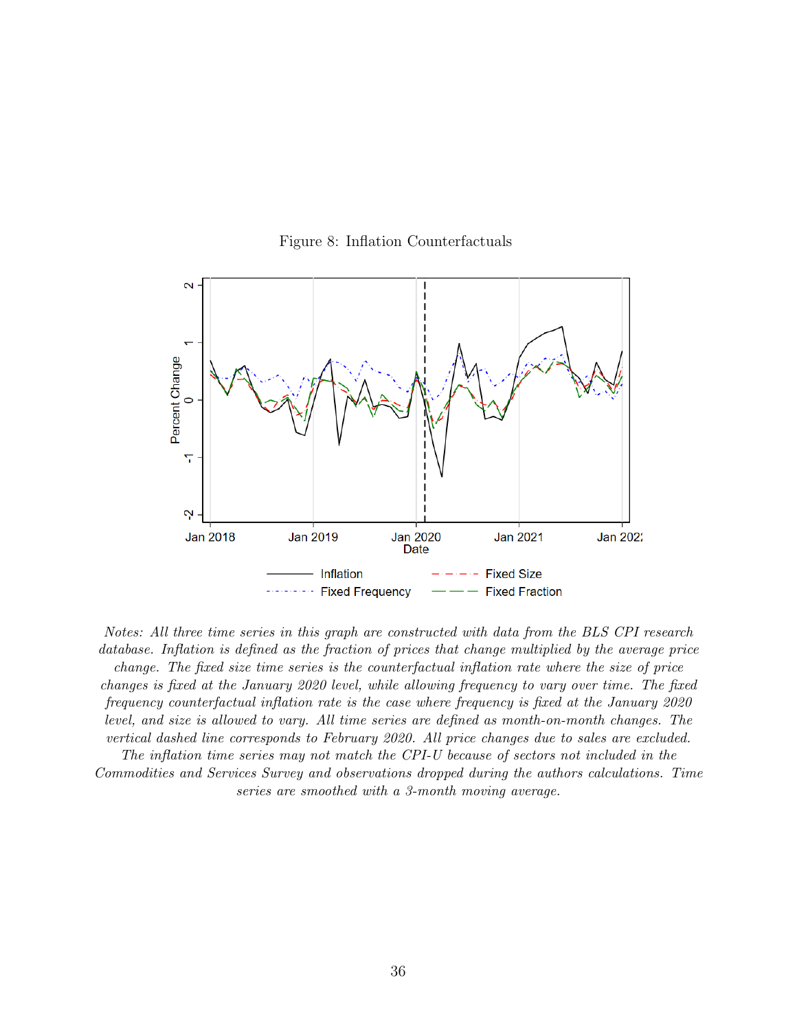Figure 8: Inflation Counterfactuals

Percent Change

2

1

0

-1

-2

Jan 2018

Jan 2019

Jan 2020

Jan 2021

Jan 2022

Date

Inflation

Fixed Size

Fixed Frequency

Fixed Fraction

*Notes: All three time series in this graph are constructed with data from the BLS CPI research database. Inflation is defined as the fraction of prices that change multiplied by the average price change. The fixed size time series is the counterfactual inflation rate where the size of price changes is fixed at the January 2020 level, while allowing frequency to vary over time. The fixed frequency counterfactual inflation rate is the case where frequency is fixed at the January 2020 level, and size is allowed to vary. All time series are defined as month-on-month changes. The vertical dashed line corresponds to February 2020. All price changes due to sales are excluded. The inflation time series may not match the CPI-U because of sectors not included in the Commodities and Services Survey and observations dropped during the authors calculations. Time series are smoothed with a 3-month moving average.*